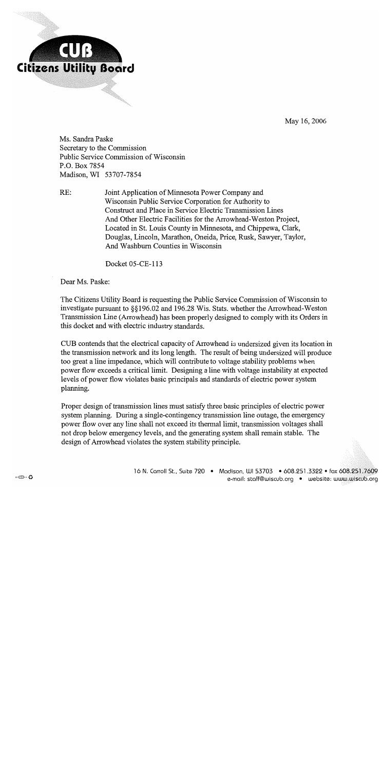**CUB**
**Citizens Utility Board**

May 16, 2006

Ms. Sandra Paske
Secretary to the Commission
Public Service Commission of Wisconsin
P.O. Box 7854
Madison, WI 53707-7854

RE: Joint Application of Minnesota Power Company and Wisconsin Public Service Corporation for Authority to Construct and Place in Service Electric Transmission Lines And Other Electric Facilities for the Arrowhead-Weston Project, Located in St. Louis County in Minnesota, and Chippewa, Clark, Douglas, Lincoln, Marathon, Oneida, Price, Rusk, Sawyer, Taylor, And Washburn Counties in Wisconsin

Docket 05-CE-113

Dear Ms. Paske:

The Citizens Utility Board is requesting the Public Service Commission of Wisconsin to investigate pursuant to §§196.02 and 196.28 Wis. Stats. whether the Arrowhead-Weston Transmission Line (Arrowhead) has been properly designed to comply with its Orders in this docket and with electric industry standards.

CUB contends that the electrical capacity of Arrowhead is undersized given its location in the transmission network and its long length. The result of being undersized will produce too great a line impedance, which will contribute to voltage stability problems when power flow exceeds a critical limit. Designing a line with voltage instability at expected levels of power flow violates basic principals and standards of electric power system planning.

Proper design of transmission lines must satisfy three basic principles of electric power system planning. During a single-contingency transmission line outage, the emergency power flow over any line shall not exceed its thermal limit, transmission voltages shall not drop below emergency levels, and the generating system shall remain stable. The design of Arrowhead violates the system stability principle.

16 N. Carroll St., Suite 720 • Madison, WI 53703 • 608.251.3322 • fax 608.251.7609
e-mail: staff@wiscub.org • website: www.wiscub.org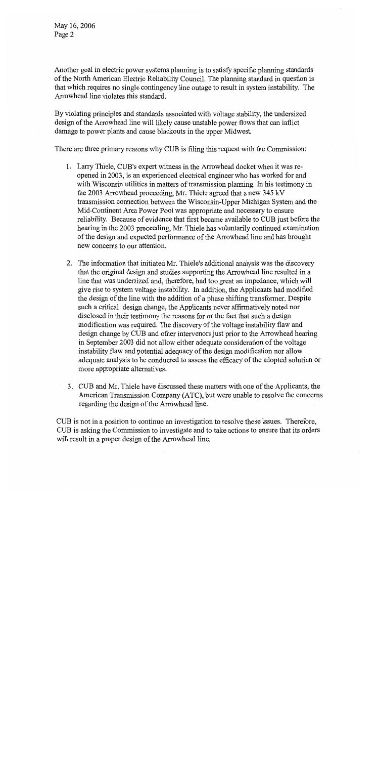Another goal in electric power systems planning is to satisfy specific planning standards of the North American Electric Reliability Council. The planning standard in question is that which requires no single contingency line outage to result in system instability. The Arrowhead line violates this standard.

By violating principles and standards associated with voltage stability, the undersized design of the Arrowhead line will likely cause unstable power flows that can inflict damage to power plants and cause blackouts in the upper Midwest.

There are three primary reasons why CUB is filing this request with the Commission:

1. Larry Thiele, CUB's expert witness in the Arrowhead docket when it was re-opened in 2003, is an experienced electrical engineer who has worked for and with Wisconsin utilities in matters of transmission planning. In his testimony in the 2003 Arrowhead proceeding, Mr. Thiele agreed that a new 345 kV transmission connection between the Wisconsin-Upper Michigan System and the Mid-Continent Area Power Pool was appropriate and necessary to ensure reliability. Because of evidence that first became available to CUB just before the hearing in the 2003 proceeding, Mr. Thiele has voluntarily continued examination of the design and expected performance of the Arrowhead line and has brought new concerns to our attention.

2. The information that initiated Mr. Thiele's additional analysis was the discovery that the original design and studies supporting the Arrowhead line resulted in a line that was undersized and, therefore, had too great an impedance, which will give rise to system voltage instability. In addition, the Applicants had modified the design of the line with the addition of a phase shifting transformer. Despite such a critical design change, the Applicants never affirmatively noted nor disclosed in their testimony the reasons for or the fact that such a design modification was required. The discovery of the voltage instability flaw and design change by CUB and other intervenors just prior to the Arrowhead hearing in September 2003 did not allow either adequate consideration of the voltage instability flaw and potential adequacy of the design modification nor allow adequate analysis to be conducted to assess the efficacy of the adopted solution or more appropriate alternatives.

3. CUB and Mr. Thiele have discussed these matters with one of the Applicants, the American Transmission Company (ATC), but were unable to resolve the concerns regarding the design of the Arrowhead line.

CUB is not in a position to continue an investigation to resolve these issues. Therefore, CUB is asking the Commission to investigate and to take actions to ensure that its orders will result in a proper design of the Arrowhead line.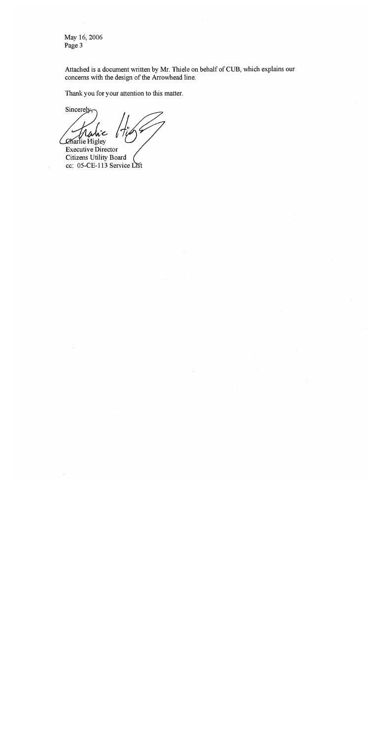Attached is a document written by Mr. Thiele on behalf of CUB, which explains our concerns with the design of the Arrowhead line.

Thank you for your attention to this matter.

Sincerely,

Charlie Higley
Executive Director
Citizens Utility Board
cc: 05-CE-113 Service List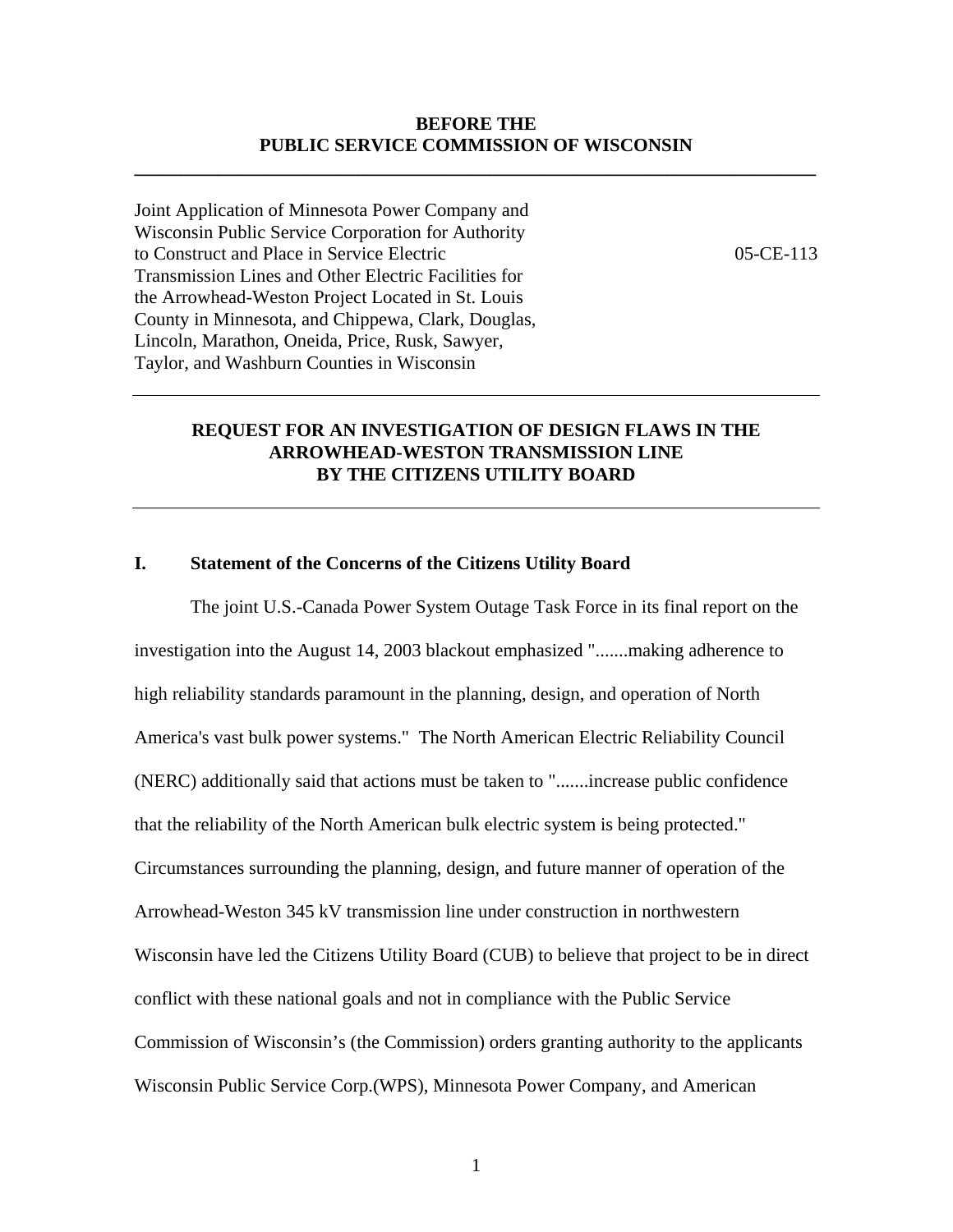**BEFORE THE**
**PUBLIC SERVICE COMMISSION OF WISCONSIN**

---

Joint Application of Minnesota Power Company and Wisconsin Public Service Corporation for Authority to Construct and Place in Service Electric Transmission Lines and Other Electric Facilities for the Arrowhead-Weston Project Located in St. Louis County in Minnesota, and Chippewa, Clark, Douglas, Lincoln, Marathon, Oneida, Price, Rusk, Sawyer, Taylor, and Washburn Counties in Wisconsin

05-CE-113

---

**REQUEST FOR AN INVESTIGATION OF DESIGN FLAWS IN THE ARROWHEAD-WESTON TRANSMISSION LINE BY THE CITIZENS UTILITY BOARD**

---

## I. Statement of the Concerns of the Citizens Utility Board

The joint U.S.-Canada Power System Outage Task Force in its final report on the investigation into the August 14, 2003 blackout emphasized ".......making adherence to high reliability standards paramount in the planning, design, and operation of North America's vast bulk power systems." The North American Electric Reliability Council (NERC) additionally said that actions must be taken to ".......increase public confidence that the reliability of the North American bulk electric system is being protected." Circumstances surrounding the planning, design, and future manner of operation of the Arrowhead-Weston 345 kV transmission line under construction in northwestern Wisconsin have led the Citizens Utility Board (CUB) to believe that project to be in direct conflict with these national goals and not in compliance with the Public Service Commission of Wisconsin's (the Commission) orders granting authority to the applicants Wisconsin Public Service Corp.(WPS), Minnesota Power Company, and American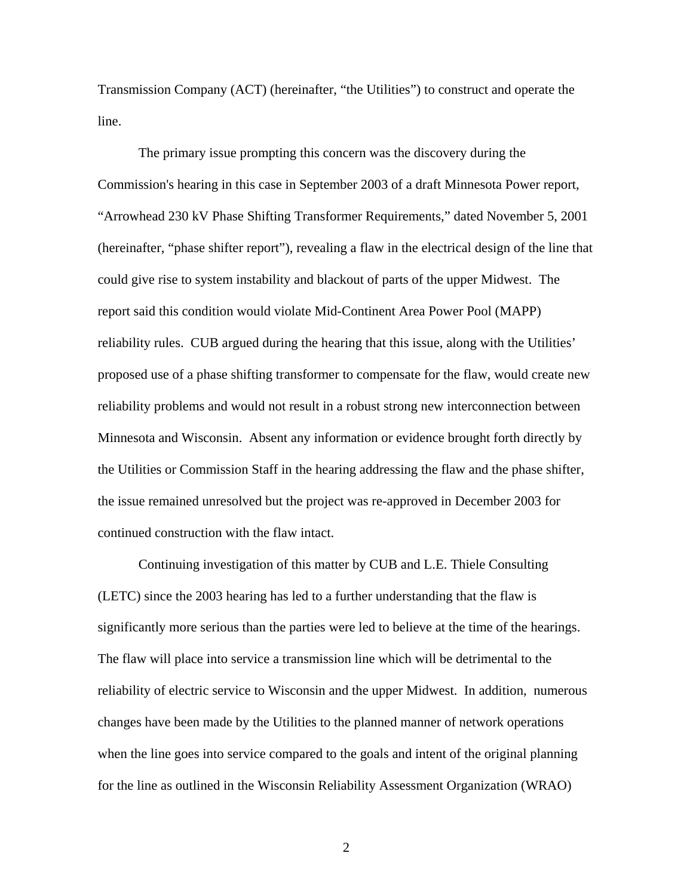Transmission Company (ACT) (hereinafter, "the Utilities") to construct and operate the line.

The primary issue prompting this concern was the discovery during the Commission's hearing in this case in September 2003 of a draft Minnesota Power report, "Arrowhead 230 kV Phase Shifting Transformer Requirements," dated November 5, 2001 (hereinafter, "phase shifter report"), revealing a flaw in the electrical design of the line that could give rise to system instability and blackout of parts of the upper Midwest. The report said this condition would violate Mid-Continent Area Power Pool (MAPP) reliability rules. CUB argued during the hearing that this issue, along with the Utilities' proposed use of a phase shifting transformer to compensate for the flaw, would create new reliability problems and would not result in a robust strong new interconnection between Minnesota and Wisconsin. Absent any information or evidence brought forth directly by the Utilities or Commission Staff in the hearing addressing the flaw and the phase shifter, the issue remained unresolved but the project was re-approved in December 2003 for continued construction with the flaw intact.

Continuing investigation of this matter by CUB and L.E. Thiele Consulting (LETC) since the 2003 hearing has led to a further understanding that the flaw is significantly more serious than the parties were led to believe at the time of the hearings. The flaw will place into service a transmission line which will be detrimental to the reliability of electric service to Wisconsin and the upper Midwest. In addition, numerous changes have been made by the Utilities to the planned manner of network operations when the line goes into service compared to the goals and intent of the original planning for the line as outlined in the Wisconsin Reliability Assessment Organization (WRAO)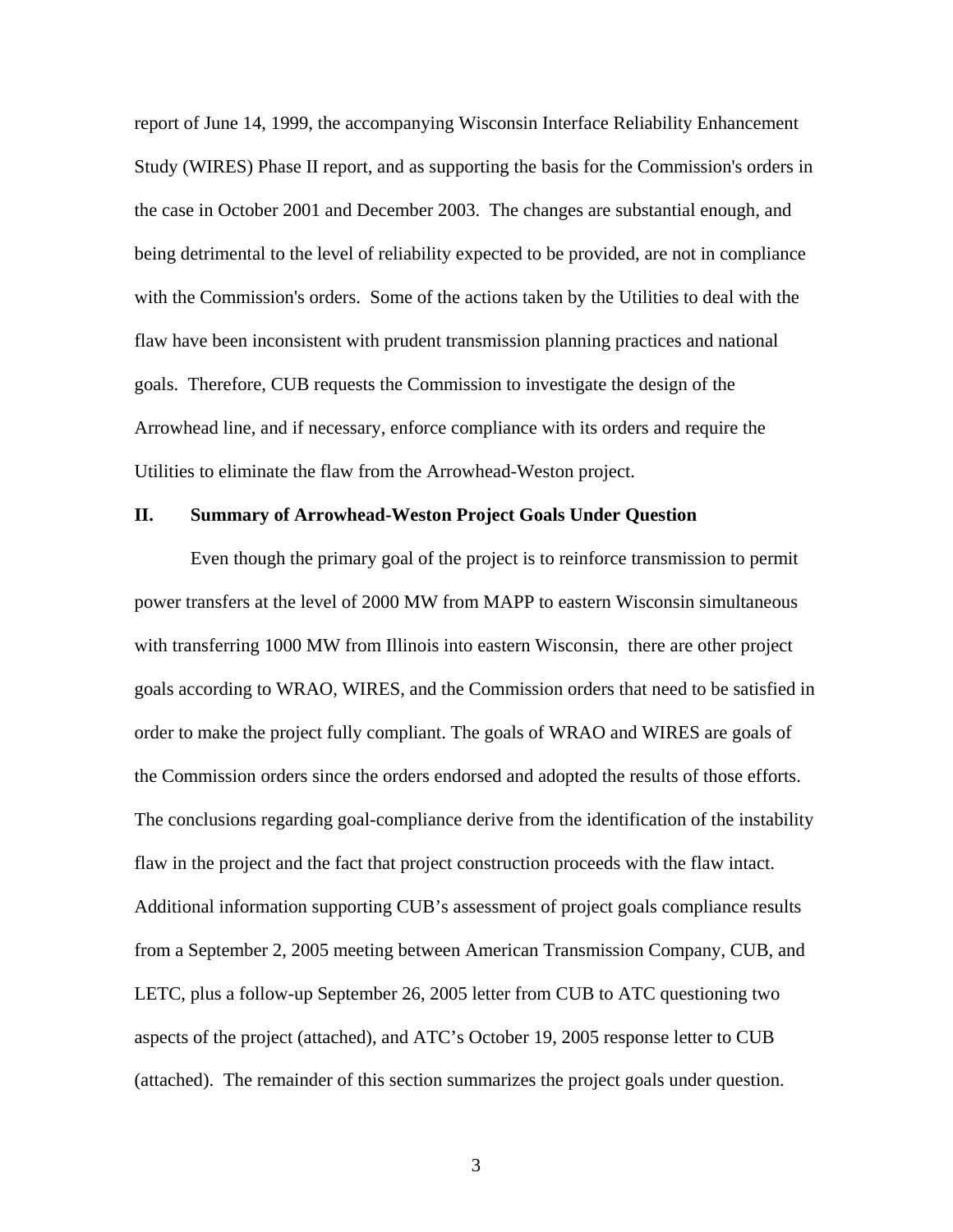report of June 14, 1999, the accompanying Wisconsin Interface Reliability Enhancement Study (WIRES) Phase II report, and as supporting the basis for the Commission's orders in the case in October 2001 and December 2003. The changes are substantial enough, and being detrimental to the level of reliability expected to be provided, are not in compliance with the Commission's orders. Some of the actions taken by the Utilities to deal with the flaw have been inconsistent with prudent transmission planning practices and national goals. Therefore, CUB requests the Commission to investigate the design of the Arrowhead line, and if necessary, enforce compliance with its orders and require the Utilities to eliminate the flaw from the Arrowhead-Weston project.

## II. Summary of Arrowhead-Weston Project Goals Under Question

Even though the primary goal of the project is to reinforce transmission to permit power transfers at the level of 2000 MW from MAPP to eastern Wisconsin simultaneous with transferring 1000 MW from Illinois into eastern Wisconsin, there are other project goals according to WRAO, WIRES, and the Commission orders that need to be satisfied in order to make the project fully compliant. The goals of WRAO and WIRES are goals of the Commission orders since the orders endorsed and adopted the results of those efforts. The conclusions regarding goal-compliance derive from the identification of the instability flaw in the project and the fact that project construction proceeds with the flaw intact. Additional information supporting CUB's assessment of project goals compliance results from a September 2, 2005 meeting between American Transmission Company, CUB, and LETC, plus a follow-up September 26, 2005 letter from CUB to ATC questioning two aspects of the project (attached), and ATC's October 19, 2005 response letter to CUB (attached). The remainder of this section summarizes the project goals under question.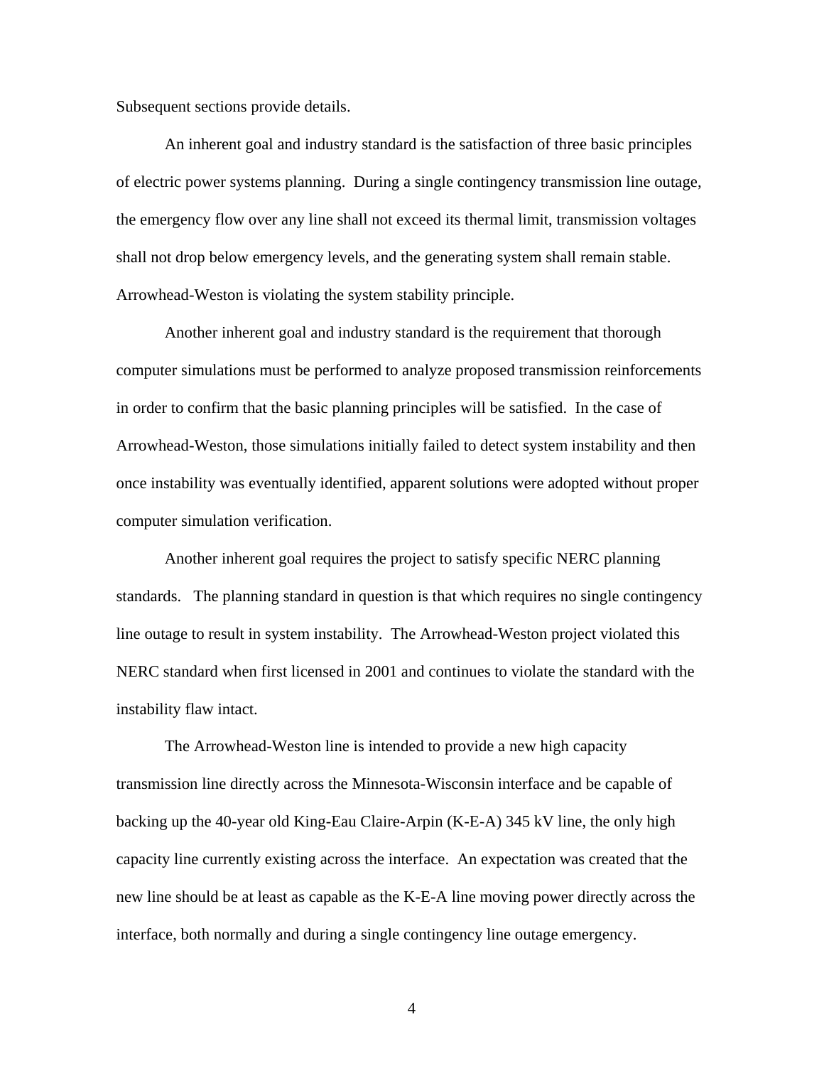Subsequent sections provide details.

An inherent goal and industry standard is the satisfaction of three basic principles of electric power systems planning. During a single contingency transmission line outage, the emergency flow over any line shall not exceed its thermal limit, transmission voltages shall not drop below emergency levels, and the generating system shall remain stable. Arrowhead-Weston is violating the system stability principle.

Another inherent goal and industry standard is the requirement that thorough computer simulations must be performed to analyze proposed transmission reinforcements in order to confirm that the basic planning principles will be satisfied. In the case of Arrowhead-Weston, those simulations initially failed to detect system instability and then once instability was eventually identified, apparent solutions were adopted without proper computer simulation verification.

Another inherent goal requires the project to satisfy specific NERC planning standards. The planning standard in question is that which requires no single contingency line outage to result in system instability. The Arrowhead-Weston project violated this NERC standard when first licensed in 2001 and continues to violate the standard with the instability flaw intact.

The Arrowhead-Weston line is intended to provide a new high capacity transmission line directly across the Minnesota-Wisconsin interface and be capable of backing up the 40-year old King-Eau Claire-Arpin (K-E-A) 345 kV line, the only high capacity line currently existing across the interface. An expectation was created that the new line should be at least as capable as the K-E-A line moving power directly across the interface, both normally and during a single contingency line outage emergency.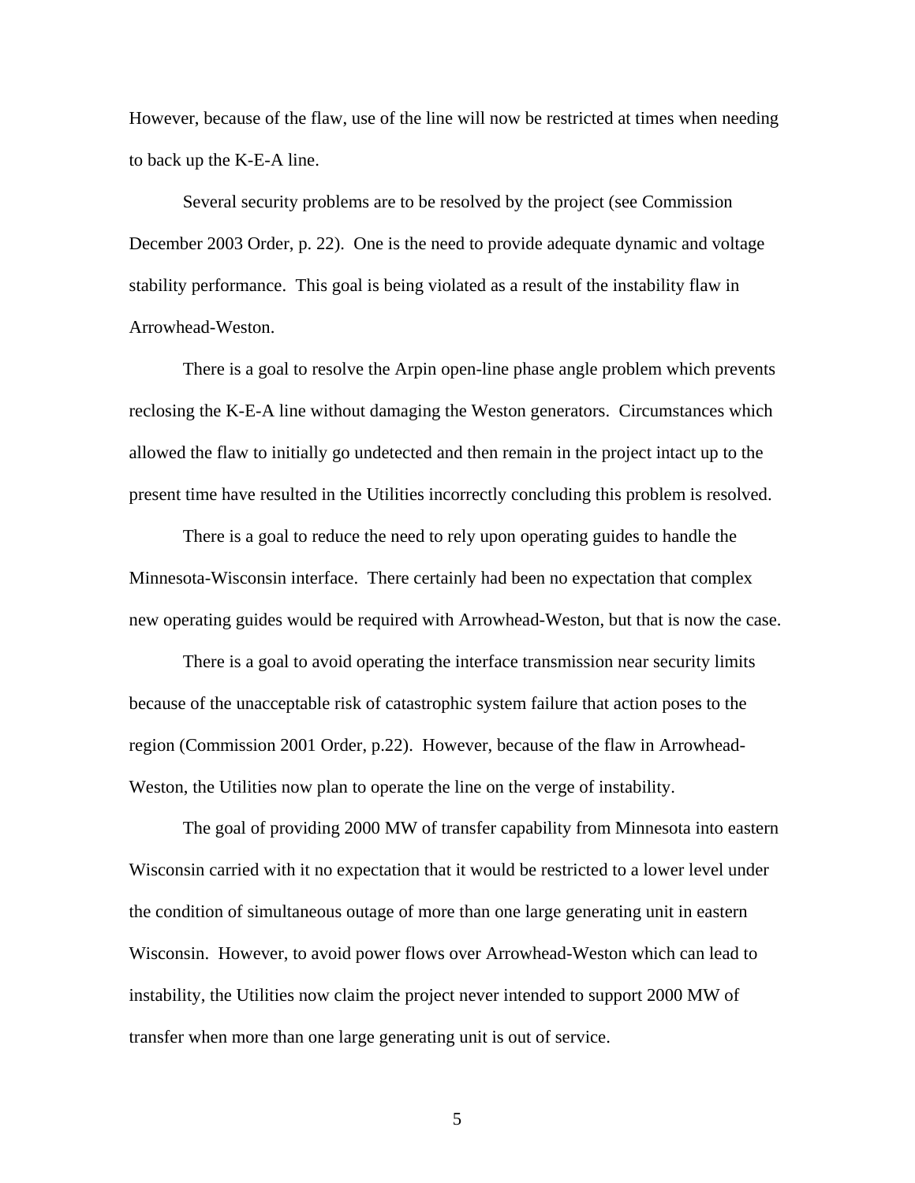However, because of the flaw, use of the line will now be restricted at times when needing to back up the K-E-A line.

Several security problems are to be resolved by the project (see Commission December 2003 Order, p. 22). One is the need to provide adequate dynamic and voltage stability performance. This goal is being violated as a result of the instability flaw in Arrowhead-Weston.

There is a goal to resolve the Arpin open-line phase angle problem which prevents reclosing the K-E-A line without damaging the Weston generators. Circumstances which allowed the flaw to initially go undetected and then remain in the project intact up to the present time have resulted in the Utilities incorrectly concluding this problem is resolved.

There is a goal to reduce the need to rely upon operating guides to handle the Minnesota-Wisconsin interface. There certainly had been no expectation that complex new operating guides would be required with Arrowhead-Weston, but that is now the case.

There is a goal to avoid operating the interface transmission near security limits because of the unacceptable risk of catastrophic system failure that action poses to the region (Commission 2001 Order, p.22). However, because of the flaw in Arrowhead-Weston, the Utilities now plan to operate the line on the verge of instability.

The goal of providing 2000 MW of transfer capability from Minnesota into eastern Wisconsin carried with it no expectation that it would be restricted to a lower level under the condition of simultaneous outage of more than one large generating unit in eastern Wisconsin. However, to avoid power flows over Arrowhead-Weston which can lead to instability, the Utilities now claim the project never intended to support 2000 MW of transfer when more than one large generating unit is out of service.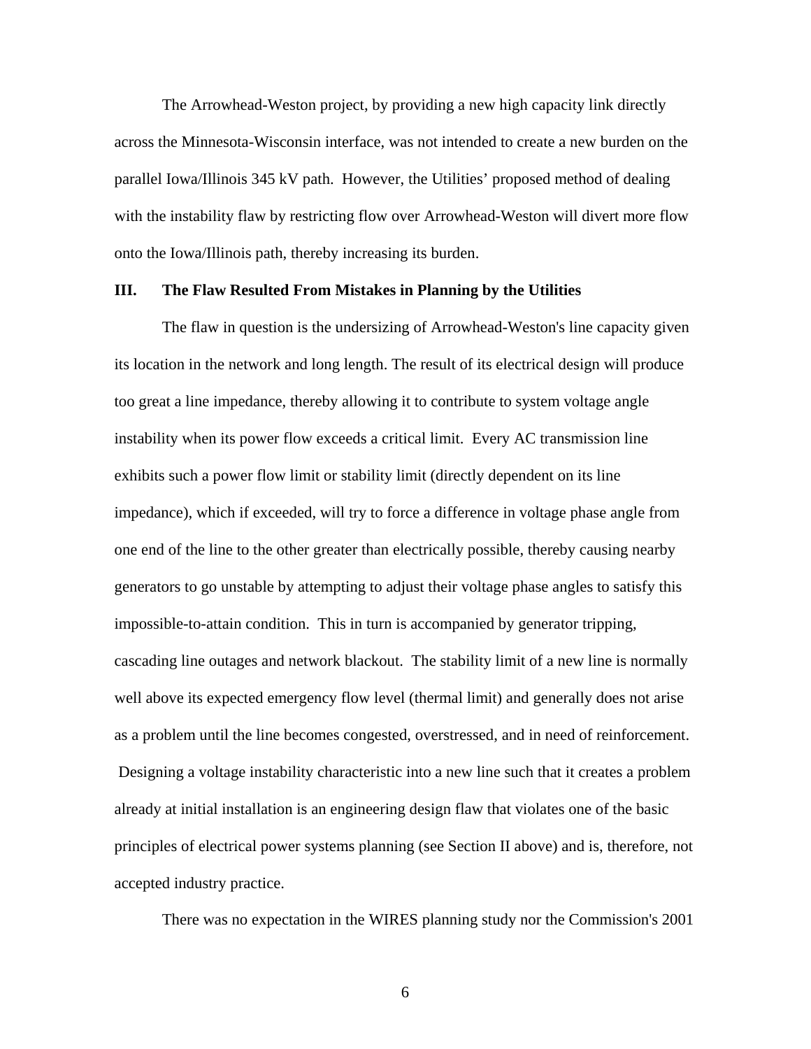The Arrowhead-Weston project, by providing a new high capacity link directly across the Minnesota-Wisconsin interface, was not intended to create a new burden on the parallel Iowa/Illinois 345 kV path. However, the Utilities' proposed method of dealing with the instability flaw by restricting flow over Arrowhead-Weston will divert more flow onto the Iowa/Illinois path, thereby increasing its burden.

## III. The Flaw Resulted From Mistakes in Planning by the Utilities

The flaw in question is the undersizing of Arrowhead-Weston's line capacity given its location in the network and long length. The result of its electrical design will produce too great a line impedance, thereby allowing it to contribute to system voltage angle instability when its power flow exceeds a critical limit. Every AC transmission line exhibits such a power flow limit or stability limit (directly dependent on its line impedance), which if exceeded, will try to force a difference in voltage phase angle from one end of the line to the other greater than electrically possible, thereby causing nearby generators to go unstable by attempting to adjust their voltage phase angles to satisfy this impossible-to-attain condition. This in turn is accompanied by generator tripping, cascading line outages and network blackout. The stability limit of a new line is normally well above its expected emergency flow level (thermal limit) and generally does not arise as a problem until the line becomes congested, overstressed, and in need of reinforcement. Designing a voltage instability characteristic into a new line such that it creates a problem already at initial installation is an engineering design flaw that violates one of the basic principles of electrical power systems planning (see Section II above) and is, therefore, not accepted industry practice.

There was no expectation in the WIRES planning study nor the Commission's 2001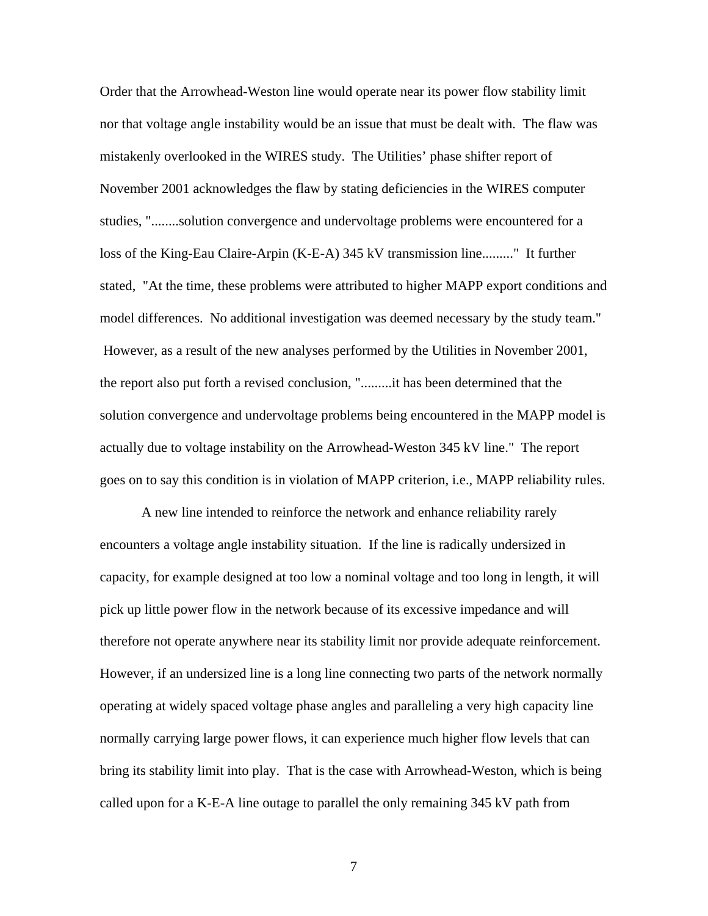Order that the Arrowhead-Weston line would operate near its power flow stability limit nor that voltage angle instability would be an issue that must be dealt with. The flaw was mistakenly overlooked in the WIRES study. The Utilities' phase shifter report of November 2001 acknowledges the flaw by stating deficiencies in the WIRES computer studies, "........solution convergence and undervoltage problems were encountered for a loss of the King-Eau Claire-Arpin (K-E-A) 345 kV transmission line........." It further stated, "At the time, these problems were attributed to higher MAPP export conditions and model differences. No additional investigation was deemed necessary by the study team." However, as a result of the new analyses performed by the Utilities in November 2001, the report also put forth a revised conclusion, ".........it has been determined that the solution convergence and undervoltage problems being encountered in the MAPP model is actually due to voltage instability on the Arrowhead-Weston 345 kV line." The report goes on to say this condition is in violation of MAPP criterion, i.e., MAPP reliability rules.

A new line intended to reinforce the network and enhance reliability rarely encounters a voltage angle instability situation. If the line is radically undersized in capacity, for example designed at too low a nominal voltage and too long in length, it will pick up little power flow in the network because of its excessive impedance and will therefore not operate anywhere near its stability limit nor provide adequate reinforcement. However, if an undersized line is a long line connecting two parts of the network normally operating at widely spaced voltage phase angles and paralleling a very high capacity line normally carrying large power flows, it can experience much higher flow levels that can bring its stability limit into play. That is the case with Arrowhead-Weston, which is being called upon for a K-E-A line outage to parallel the only remaining 345 kV path from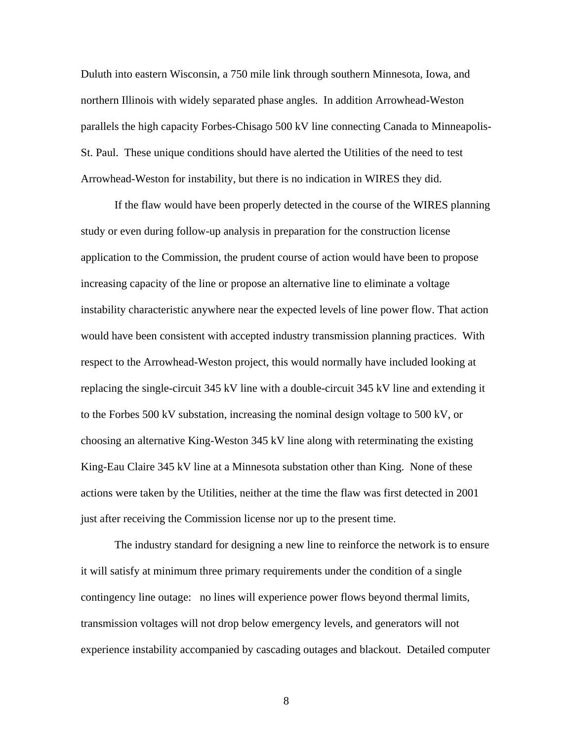Duluth into eastern Wisconsin, a 750 mile link through southern Minnesota, Iowa, and northern Illinois with widely separated phase angles. In addition Arrowhead-Weston parallels the high capacity Forbes-Chisago 500 kV line connecting Canada to Minneapolis-St. Paul. These unique conditions should have alerted the Utilities of the need to test Arrowhead-Weston for instability, but there is no indication in WIRES they did.

If the flaw would have been properly detected in the course of the WIRES planning study or even during follow-up analysis in preparation for the construction license application to the Commission, the prudent course of action would have been to propose increasing capacity of the line or propose an alternative line to eliminate a voltage instability characteristic anywhere near the expected levels of line power flow. That action would have been consistent with accepted industry transmission planning practices. With respect to the Arrowhead-Weston project, this would normally have included looking at replacing the single-circuit 345 kV line with a double-circuit 345 kV line and extending it to the Forbes 500 kV substation, increasing the nominal design voltage to 500 kV, or choosing an alternative King-Weston 345 kV line along with reterminating the existing King-Eau Claire 345 kV line at a Minnesota substation other than King. None of these actions were taken by the Utilities, neither at the time the flaw was first detected in 2001 just after receiving the Commission license nor up to the present time.

The industry standard for designing a new line to reinforce the network is to ensure it will satisfy at minimum three primary requirements under the condition of a single contingency line outage: no lines will experience power flows beyond thermal limits, transmission voltages will not drop below emergency levels, and generators will not experience instability accompanied by cascading outages and blackout. Detailed computer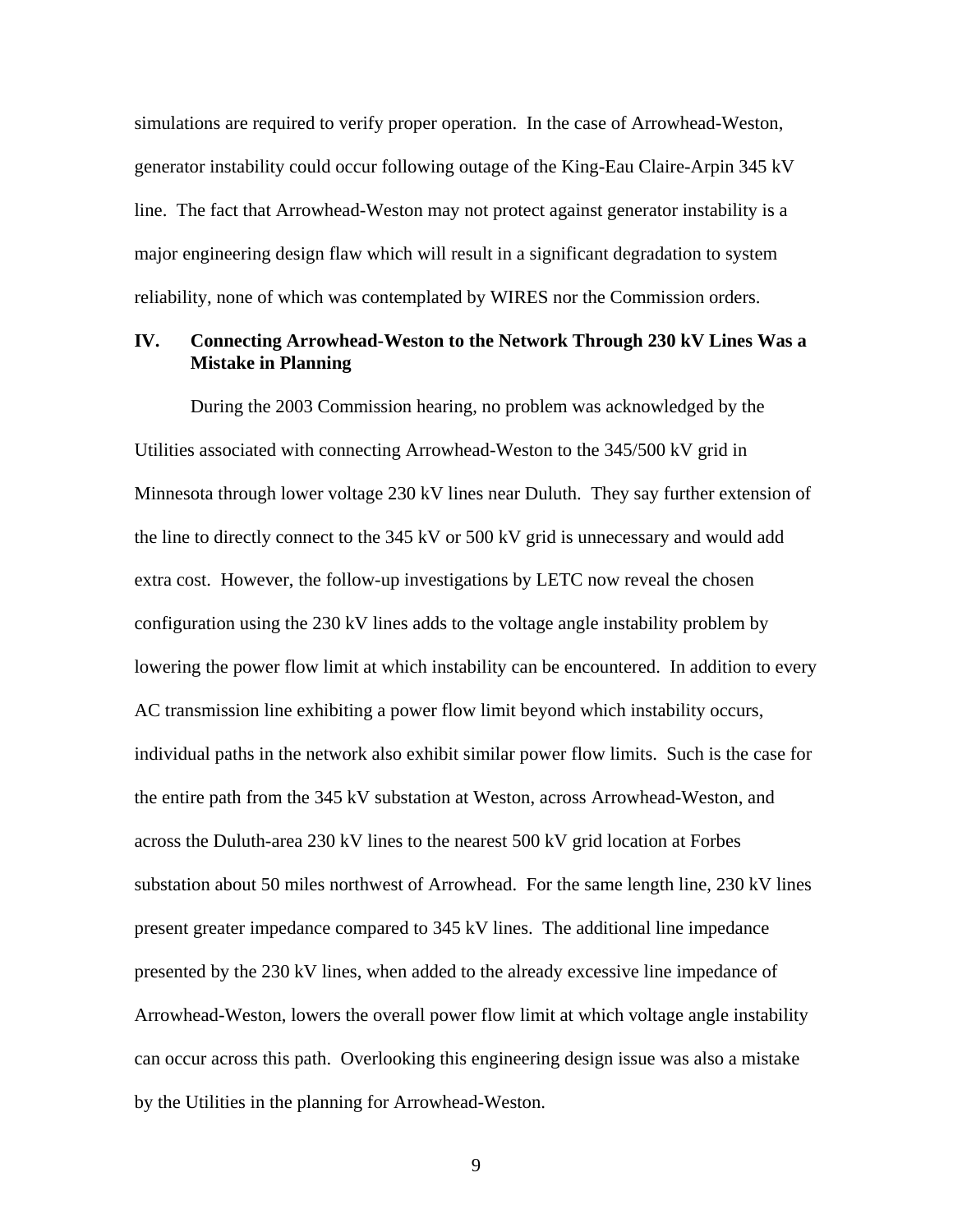simulations are required to verify proper operation. In the case of Arrowhead-Weston, generator instability could occur following outage of the King-Eau Claire-Arpin 345 kV line. The fact that Arrowhead-Weston may not protect against generator instability is a major engineering design flaw which will result in a significant degradation to system reliability, none of which was contemplated by WIRES nor the Commission orders.

## IV. Connecting Arrowhead-Weston to the Network Through 230 kV Lines Was a Mistake in Planning

During the 2003 Commission hearing, no problem was acknowledged by the Utilities associated with connecting Arrowhead-Weston to the 345/500 kV grid in Minnesota through lower voltage 230 kV lines near Duluth. They say further extension of the line to directly connect to the 345 kV or 500 kV grid is unnecessary and would add extra cost. However, the follow-up investigations by LETC now reveal the chosen configuration using the 230 kV lines adds to the voltage angle instability problem by lowering the power flow limit at which instability can be encountered. In addition to every AC transmission line exhibiting a power flow limit beyond which instability occurs, individual paths in the network also exhibit similar power flow limits. Such is the case for the entire path from the 345 kV substation at Weston, across Arrowhead-Weston, and across the Duluth-area 230 kV lines to the nearest 500 kV grid location at Forbes substation about 50 miles northwest of Arrowhead. For the same length line, 230 kV lines present greater impedance compared to 345 kV lines. The additional line impedance presented by the 230 kV lines, when added to the already excessive line impedance of Arrowhead-Weston, lowers the overall power flow limit at which voltage angle instability can occur across this path. Overlooking this engineering design issue was also a mistake by the Utilities in the planning for Arrowhead-Weston.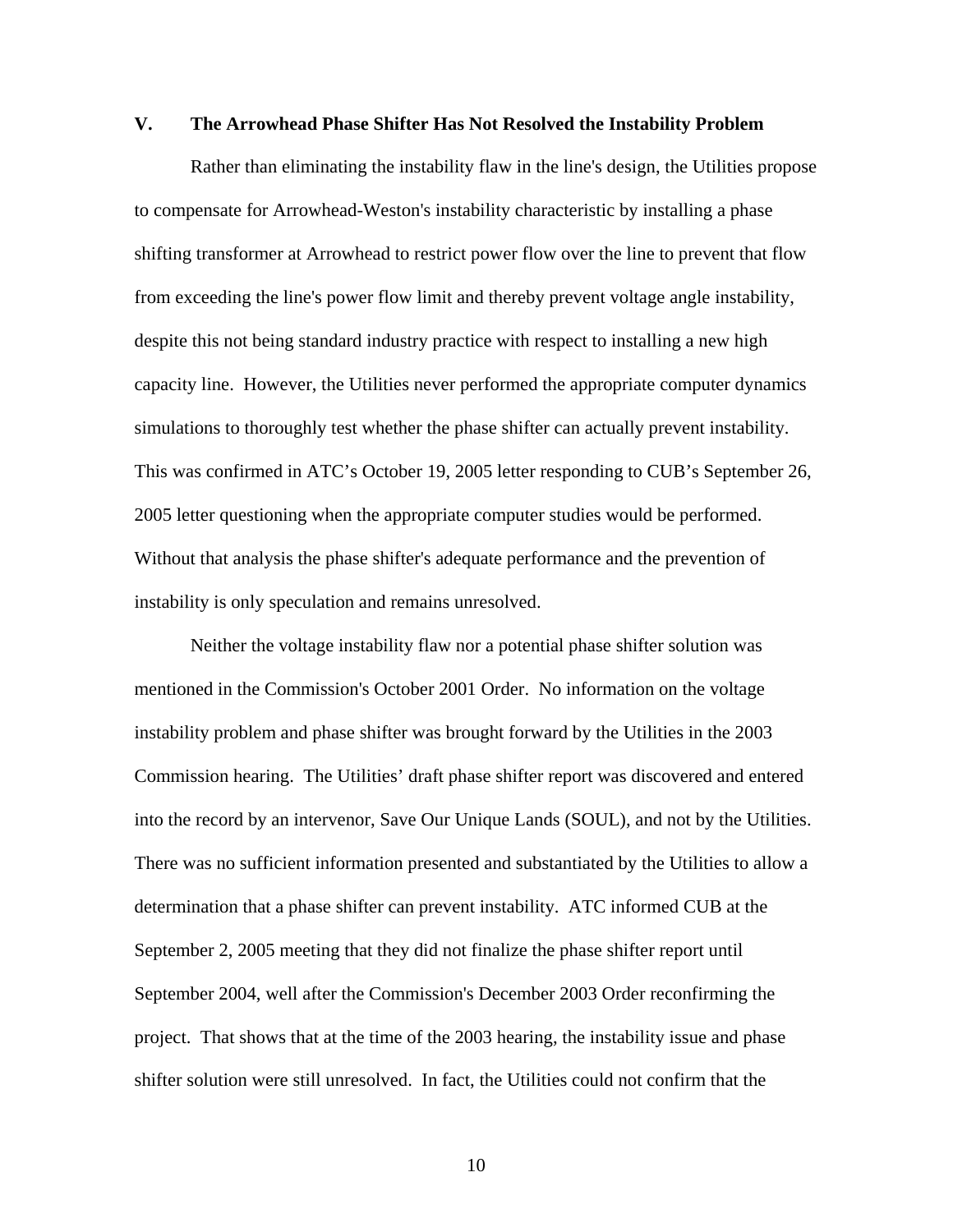## V. The Arrowhead Phase Shifter Has Not Resolved the Instability Problem

Rather than eliminating the instability flaw in the line's design, the Utilities propose to compensate for Arrowhead-Weston's instability characteristic by installing a phase shifting transformer at Arrowhead to restrict power flow over the line to prevent that flow from exceeding the line's power flow limit and thereby prevent voltage angle instability, despite this not being standard industry practice with respect to installing a new high capacity line. However, the Utilities never performed the appropriate computer dynamics simulations to thoroughly test whether the phase shifter can actually prevent instability. This was confirmed in ATC's October 19, 2005 letter responding to CUB's September 26, 2005 letter questioning when the appropriate computer studies would be performed. Without that analysis the phase shifter's adequate performance and the prevention of instability is only speculation and remains unresolved.

Neither the voltage instability flaw nor a potential phase shifter solution was mentioned in the Commission's October 2001 Order. No information on the voltage instability problem and phase shifter was brought forward by the Utilities in the 2003 Commission hearing. The Utilities' draft phase shifter report was discovered and entered into the record by an intervenor, Save Our Unique Lands (SOUL), and not by the Utilities. There was no sufficient information presented and substantiated by the Utilities to allow a determination that a phase shifter can prevent instability. ATC informed CUB at the September 2, 2005 meeting that they did not finalize the phase shifter report until September 2004, well after the Commission's December 2003 Order reconfirming the project. That shows that at the time of the 2003 hearing, the instability issue and phase shifter solution were still unresolved. In fact, the Utilities could not confirm that the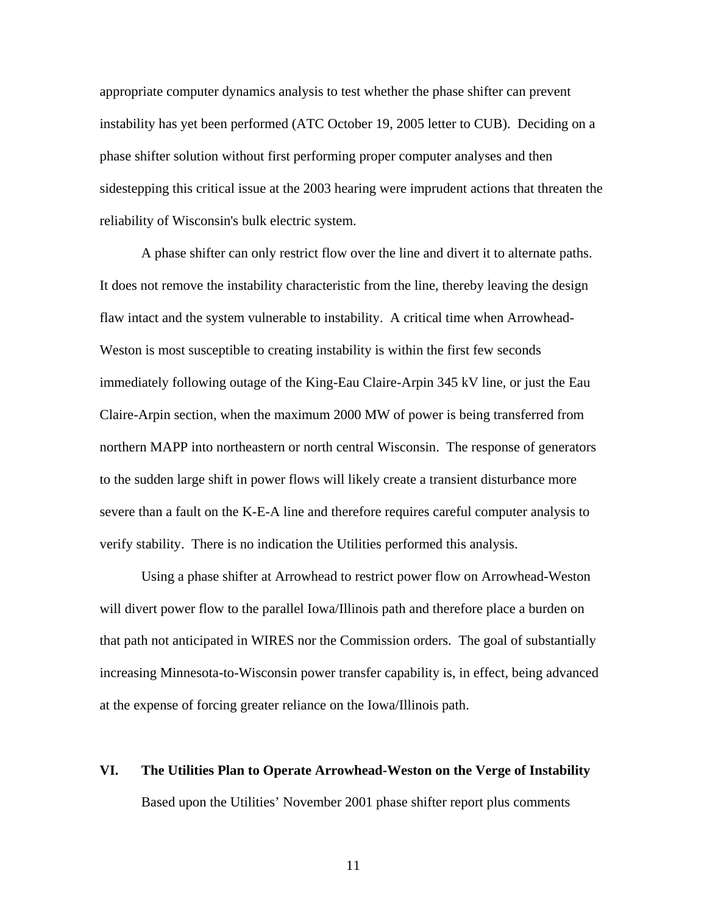appropriate computer dynamics analysis to test whether the phase shifter can prevent instability has yet been performed (ATC October 19, 2005 letter to CUB). Deciding on a phase shifter solution without first performing proper computer analyses and then sidestepping this critical issue at the 2003 hearing were imprudent actions that threaten the reliability of Wisconsin's bulk electric system.

A phase shifter can only restrict flow over the line and divert it to alternate paths. It does not remove the instability characteristic from the line, thereby leaving the design flaw intact and the system vulnerable to instability. A critical time when Arrowhead-Weston is most susceptible to creating instability is within the first few seconds immediately following outage of the King-Eau Claire-Arpin 345 kV line, or just the Eau Claire-Arpin section, when the maximum 2000 MW of power is being transferred from northern MAPP into northeastern or north central Wisconsin. The response of generators to the sudden large shift in power flows will likely create a transient disturbance more severe than a fault on the K-E-A line and therefore requires careful computer analysis to verify stability. There is no indication the Utilities performed this analysis.

Using a phase shifter at Arrowhead to restrict power flow on Arrowhead-Weston will divert power flow to the parallel Iowa/Illinois path and therefore place a burden on that path not anticipated in WIRES nor the Commission orders. The goal of substantially increasing Minnesota-to-Wisconsin power transfer capability is, in effect, being advanced at the expense of forcing greater reliance on the Iowa/Illinois path.

## VI. The Utilities Plan to Operate Arrowhead-Weston on the Verge of Instability

Based upon the Utilities' November 2001 phase shifter report plus comments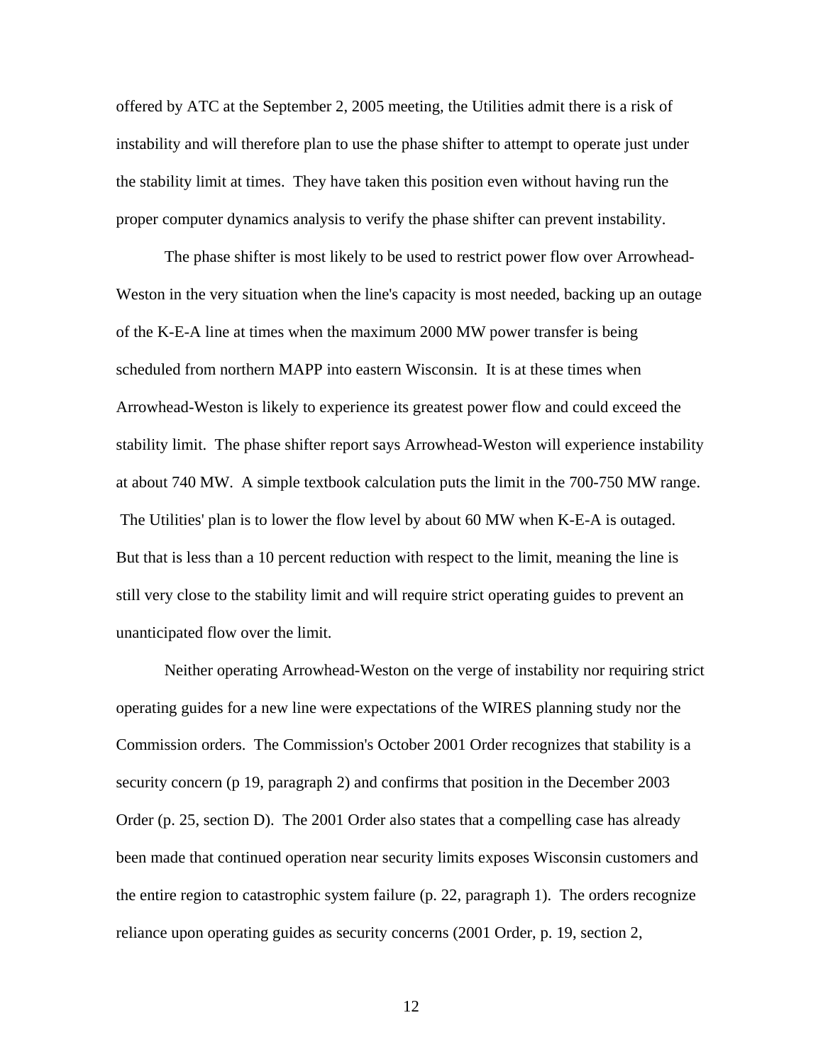offered by ATC at the September 2, 2005 meeting, the Utilities admit there is a risk of instability and will therefore plan to use the phase shifter to attempt to operate just under the stability limit at times. They have taken this position even without having run the proper computer dynamics analysis to verify the phase shifter can prevent instability.

The phase shifter is most likely to be used to restrict power flow over Arrowhead-Weston in the very situation when the line's capacity is most needed, backing up an outage of the K-E-A line at times when the maximum 2000 MW power transfer is being scheduled from northern MAPP into eastern Wisconsin. It is at these times when Arrowhead-Weston is likely to experience its greatest power flow and could exceed the stability limit. The phase shifter report says Arrowhead-Weston will experience instability at about 740 MW. A simple textbook calculation puts the limit in the 700-750 MW range. The Utilities' plan is to lower the flow level by about 60 MW when K-E-A is outaged. But that is less than a 10 percent reduction with respect to the limit, meaning the line is still very close to the stability limit and will require strict operating guides to prevent an unanticipated flow over the limit.

Neither operating Arrowhead-Weston on the verge of instability nor requiring strict operating guides for a new line were expectations of the WIRES planning study nor the Commission orders. The Commission's October 2001 Order recognizes that stability is a security concern (p 19, paragraph 2) and confirms that position in the December 2003 Order (p. 25, section D). The 2001 Order also states that a compelling case has already been made that continued operation near security limits exposes Wisconsin customers and the entire region to catastrophic system failure (p. 22, paragraph 1). The orders recognize reliance upon operating guides as security concerns (2001 Order, p. 19, section 2,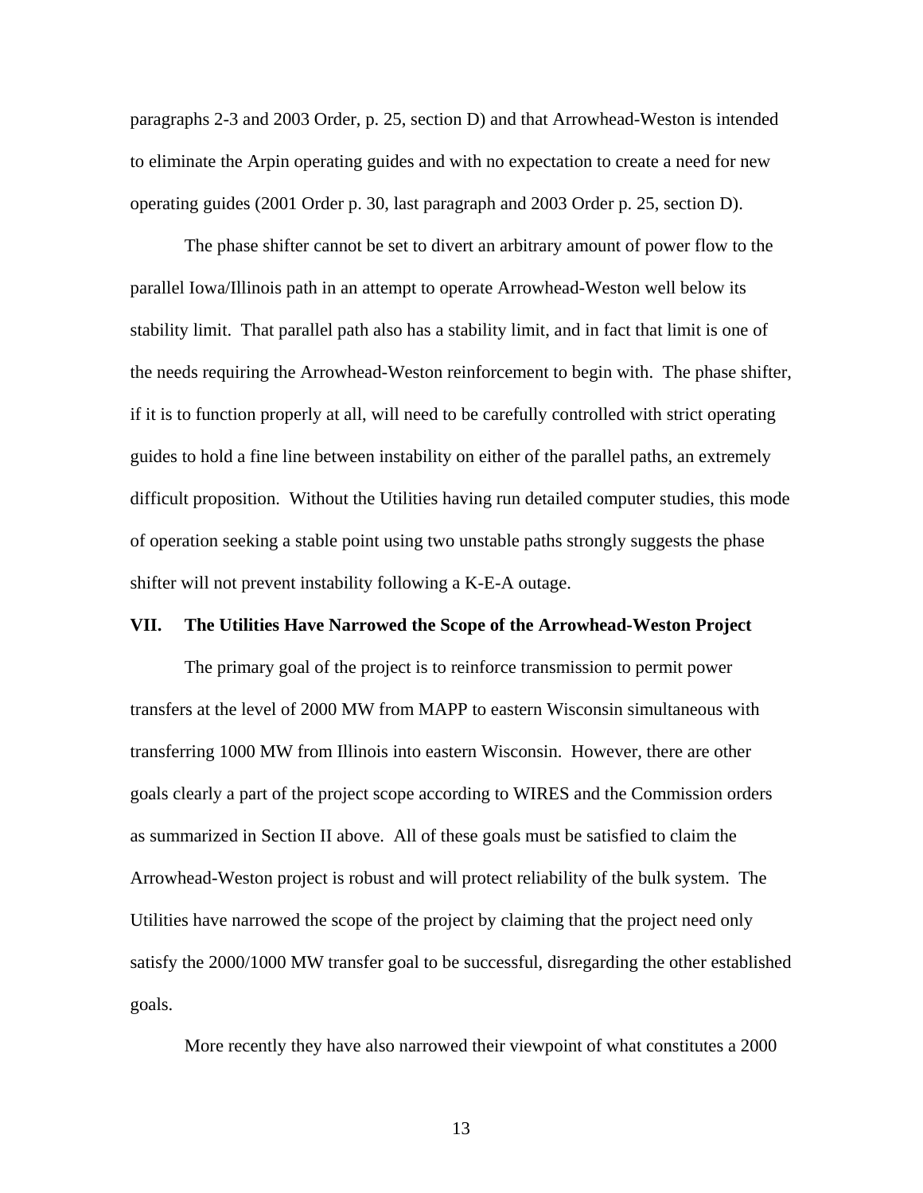paragraphs 2-3 and 2003 Order, p. 25, section D) and that Arrowhead-Weston is intended to eliminate the Arpin operating guides and with no expectation to create a need for new operating guides (2001 Order p. 30, last paragraph and 2003 Order p. 25, section D).

The phase shifter cannot be set to divert an arbitrary amount of power flow to the parallel Iowa/Illinois path in an attempt to operate Arrowhead-Weston well below its stability limit. That parallel path also has a stability limit, and in fact that limit is one of the needs requiring the Arrowhead-Weston reinforcement to begin with. The phase shifter, if it is to function properly at all, will need to be carefully controlled with strict operating guides to hold a fine line between instability on either of the parallel paths, an extremely difficult proposition. Without the Utilities having run detailed computer studies, this mode of operation seeking a stable point using two unstable paths strongly suggests the phase shifter will not prevent instability following a K-E-A outage.

## VII. The Utilities Have Narrowed the Scope of the Arrowhead-Weston Project

The primary goal of the project is to reinforce transmission to permit power transfers at the level of 2000 MW from MAPP to eastern Wisconsin simultaneous with transferring 1000 MW from Illinois into eastern Wisconsin. However, there are other goals clearly a part of the project scope according to WIRES and the Commission orders as summarized in Section II above. All of these goals must be satisfied to claim the Arrowhead-Weston project is robust and will protect reliability of the bulk system. The Utilities have narrowed the scope of the project by claiming that the project need only satisfy the 2000/1000 MW transfer goal to be successful, disregarding the other established goals.

More recently they have also narrowed their viewpoint of what constitutes a 2000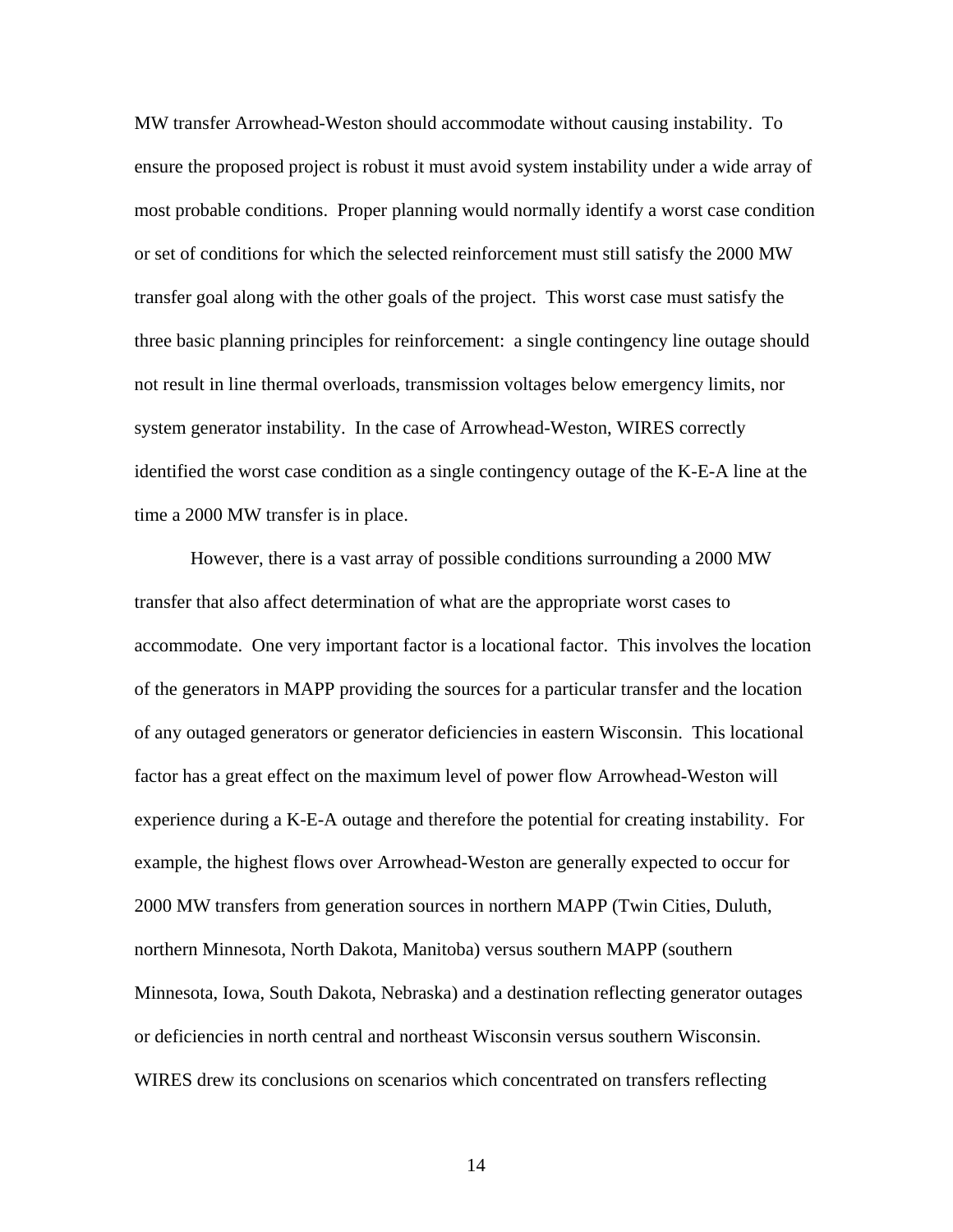MW transfer Arrowhead-Weston should accommodate without causing instability. To ensure the proposed project is robust it must avoid system instability under a wide array of most probable conditions. Proper planning would normally identify a worst case condition or set of conditions for which the selected reinforcement must still satisfy the 2000 MW transfer goal along with the other goals of the project. This worst case must satisfy the three basic planning principles for reinforcement: a single contingency line outage should not result in line thermal overloads, transmission voltages below emergency limits, nor system generator instability. In the case of Arrowhead-Weston, WIRES correctly identified the worst case condition as a single contingency outage of the K-E-A line at the time a 2000 MW transfer is in place.

However, there is a vast array of possible conditions surrounding a 2000 MW transfer that also affect determination of what are the appropriate worst cases to accommodate. One very important factor is a locational factor. This involves the location of the generators in MAPP providing the sources for a particular transfer and the location of any outaged generators or generator deficiencies in eastern Wisconsin. This locational factor has a great effect on the maximum level of power flow Arrowhead-Weston will experience during a K-E-A outage and therefore the potential for creating instability. For example, the highest flows over Arrowhead-Weston are generally expected to occur for 2000 MW transfers from generation sources in northern MAPP (Twin Cities, Duluth, northern Minnesota, North Dakota, Manitoba) versus southern MAPP (southern Minnesota, Iowa, South Dakota, Nebraska) and a destination reflecting generator outages or deficiencies in north central and northeast Wisconsin versus southern Wisconsin. WIRES drew its conclusions on scenarios which concentrated on transfers reflecting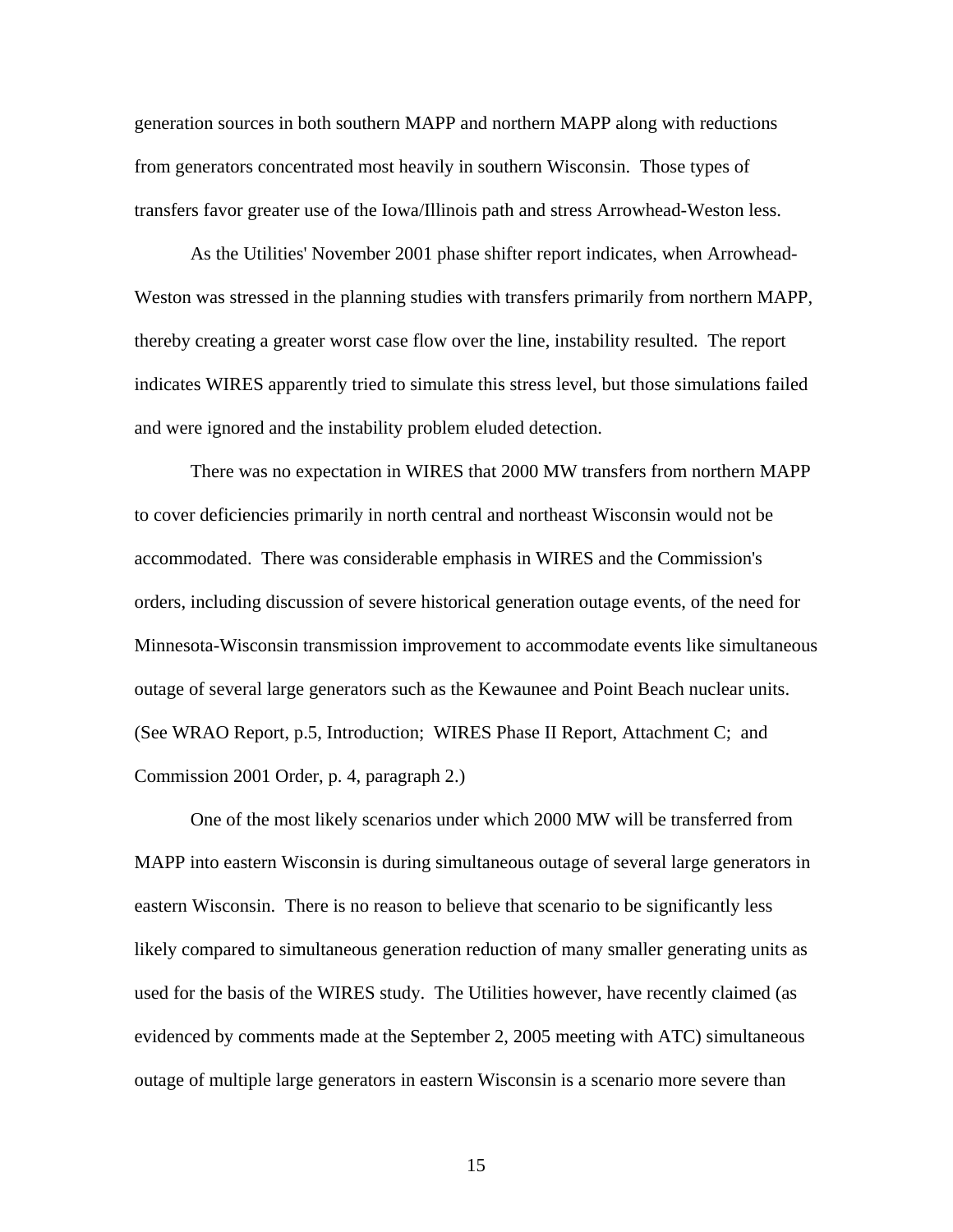generation sources in both southern MAPP and northern MAPP along with reductions from generators concentrated most heavily in southern Wisconsin. Those types of transfers favor greater use of the Iowa/Illinois path and stress Arrowhead-Weston less.

As the Utilities' November 2001 phase shifter report indicates, when Arrowhead-Weston was stressed in the planning studies with transfers primarily from northern MAPP, thereby creating a greater worst case flow over the line, instability resulted. The report indicates WIRES apparently tried to simulate this stress level, but those simulations failed and were ignored and the instability problem eluded detection.

There was no expectation in WIRES that 2000 MW transfers from northern MAPP to cover deficiencies primarily in north central and northeast Wisconsin would not be accommodated. There was considerable emphasis in WIRES and the Commission's orders, including discussion of severe historical generation outage events, of the need for Minnesota-Wisconsin transmission improvement to accommodate events like simultaneous outage of several large generators such as the Kewaunee and Point Beach nuclear units. (See WRAO Report, p.5, Introduction; WIRES Phase II Report, Attachment C; and Commission 2001 Order, p. 4, paragraph 2.)

One of the most likely scenarios under which 2000 MW will be transferred from MAPP into eastern Wisconsin is during simultaneous outage of several large generators in eastern Wisconsin. There is no reason to believe that scenario to be significantly less likely compared to simultaneous generation reduction of many smaller generating units as used for the basis of the WIRES study. The Utilities however, have recently claimed (as evidenced by comments made at the September 2, 2005 meeting with ATC) simultaneous outage of multiple large generators in eastern Wisconsin is a scenario more severe than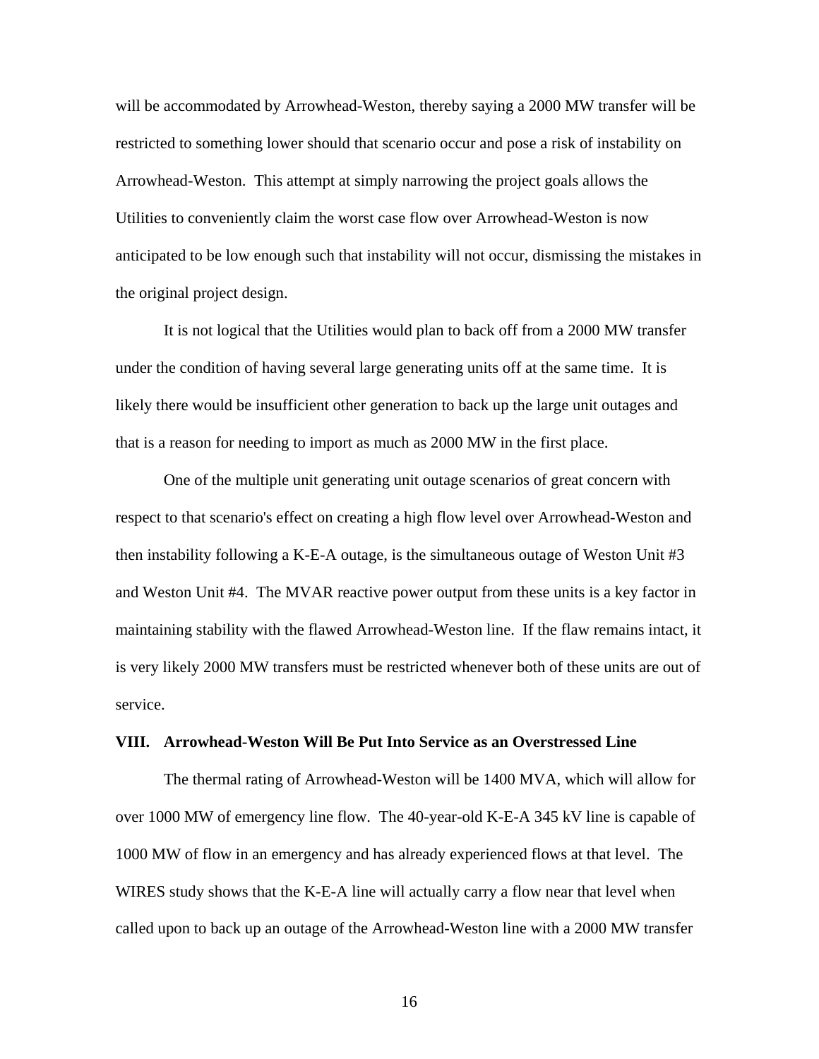will be accommodated by Arrowhead-Weston, thereby saying a 2000 MW transfer will be restricted to something lower should that scenario occur and pose a risk of instability on Arrowhead-Weston. This attempt at simply narrowing the project goals allows the Utilities to conveniently claim the worst case flow over Arrowhead-Weston is now anticipated to be low enough such that instability will not occur, dismissing the mistakes in the original project design.

It is not logical that the Utilities would plan to back off from a 2000 MW transfer under the condition of having several large generating units off at the same time. It is likely there would be insufficient other generation to back up the large unit outages and that is a reason for needing to import as much as 2000 MW in the first place.

One of the multiple unit generating unit outage scenarios of great concern with respect to that scenario's effect on creating a high flow level over Arrowhead-Weston and then instability following a K-E-A outage, is the simultaneous outage of Weston Unit #3 and Weston Unit #4. The MVAR reactive power output from these units is a key factor in maintaining stability with the flawed Arrowhead-Weston line. If the flaw remains intact, it is very likely 2000 MW transfers must be restricted whenever both of these units are out of service.

## VIII. Arrowhead-Weston Will Be Put Into Service as an Overstressed Line

The thermal rating of Arrowhead-Weston will be 1400 MVA, which will allow for over 1000 MW of emergency line flow. The 40-year-old K-E-A 345 kV line is capable of 1000 MW of flow in an emergency and has already experienced flows at that level. The WIRES study shows that the K-E-A line will actually carry a flow near that level when called upon to back up an outage of the Arrowhead-Weston line with a 2000 MW transfer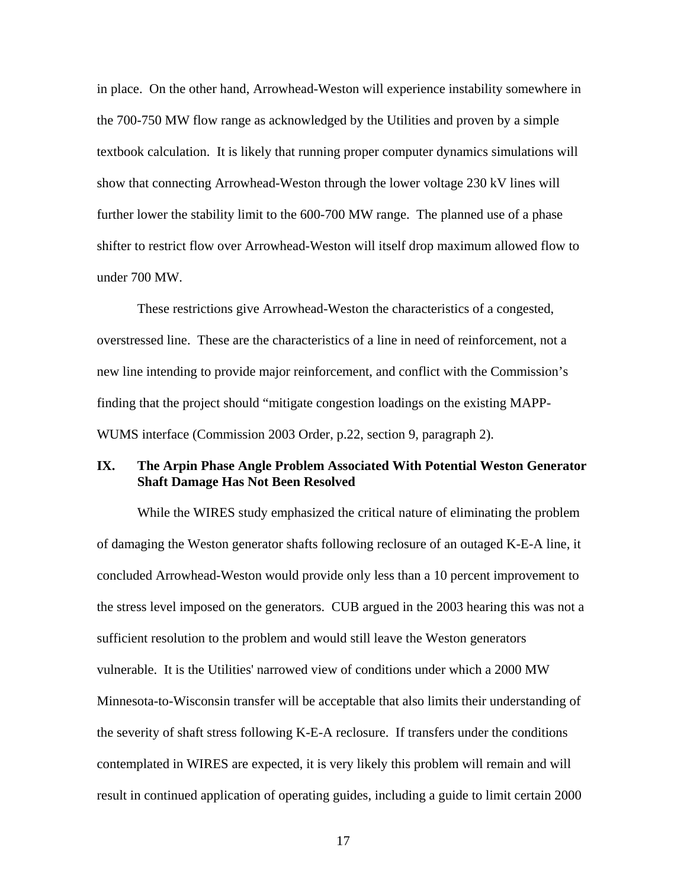in place. On the other hand, Arrowhead-Weston will experience instability somewhere in the 700-750 MW flow range as acknowledged by the Utilities and proven by a simple textbook calculation. It is likely that running proper computer dynamics simulations will show that connecting Arrowhead-Weston through the lower voltage 230 kV lines will further lower the stability limit to the 600-700 MW range. The planned use of a phase shifter to restrict flow over Arrowhead-Weston will itself drop maximum allowed flow to under 700 MW.

These restrictions give Arrowhead-Weston the characteristics of a congested, overstressed line. These are the characteristics of a line in need of reinforcement, not a new line intending to provide major reinforcement, and conflict with the Commission's finding that the project should "mitigate congestion loadings on the existing MAPP-WUMS interface (Commission 2003 Order, p.22, section 9, paragraph 2).

## IX. The Arpin Phase Angle Problem Associated With Potential Weston Generator Shaft Damage Has Not Been Resolved

While the WIRES study emphasized the critical nature of eliminating the problem of damaging the Weston generator shafts following reclosure of an outaged K-E-A line, it concluded Arrowhead-Weston would provide only less than a 10 percent improvement to the stress level imposed on the generators. CUB argued in the 2003 hearing this was not a sufficient resolution to the problem and would still leave the Weston generators vulnerable. It is the Utilities' narrowed view of conditions under which a 2000 MW Minnesota-to-Wisconsin transfer will be acceptable that also limits their understanding of the severity of shaft stress following K-E-A reclosure. If transfers under the conditions contemplated in WIRES are expected, it is very likely this problem will remain and will result in continued application of operating guides, including a guide to limit certain 2000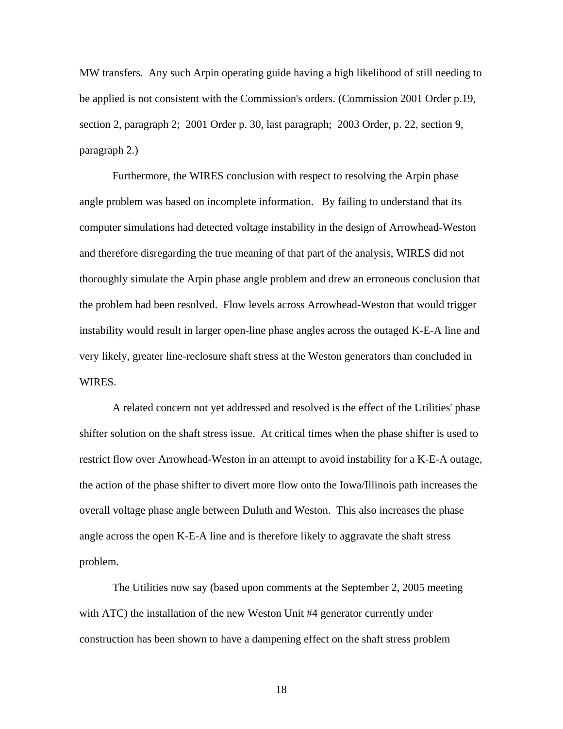MW transfers. Any such Arpin operating guide having a high likelihood of still needing to be applied is not consistent with the Commission's orders. (Commission 2001 Order p.19, section 2, paragraph 2; 2001 Order p. 30, last paragraph; 2003 Order, p. 22, section 9, paragraph 2.)

Furthermore, the WIRES conclusion with respect to resolving the Arpin phase angle problem was based on incomplete information. By failing to understand that its computer simulations had detected voltage instability in the design of Arrowhead-Weston and therefore disregarding the true meaning of that part of the analysis, WIRES did not thoroughly simulate the Arpin phase angle problem and drew an erroneous conclusion that the problem had been resolved. Flow levels across Arrowhead-Weston that would trigger instability would result in larger open-line phase angles across the outaged K-E-A line and very likely, greater line-reclosure shaft stress at the Weston generators than concluded in WIRES.

A related concern not yet addressed and resolved is the effect of the Utilities' phase shifter solution on the shaft stress issue. At critical times when the phase shifter is used to restrict flow over Arrowhead-Weston in an attempt to avoid instability for a K-E-A outage, the action of the phase shifter to divert more flow onto the Iowa/Illinois path increases the overall voltage phase angle between Duluth and Weston. This also increases the phase angle across the open K-E-A line and is therefore likely to aggravate the shaft stress problem.

The Utilities now say (based upon comments at the September 2, 2005 meeting with ATC) the installation of the new Weston Unit #4 generator currently under construction has been shown to have a dampening effect on the shaft stress problem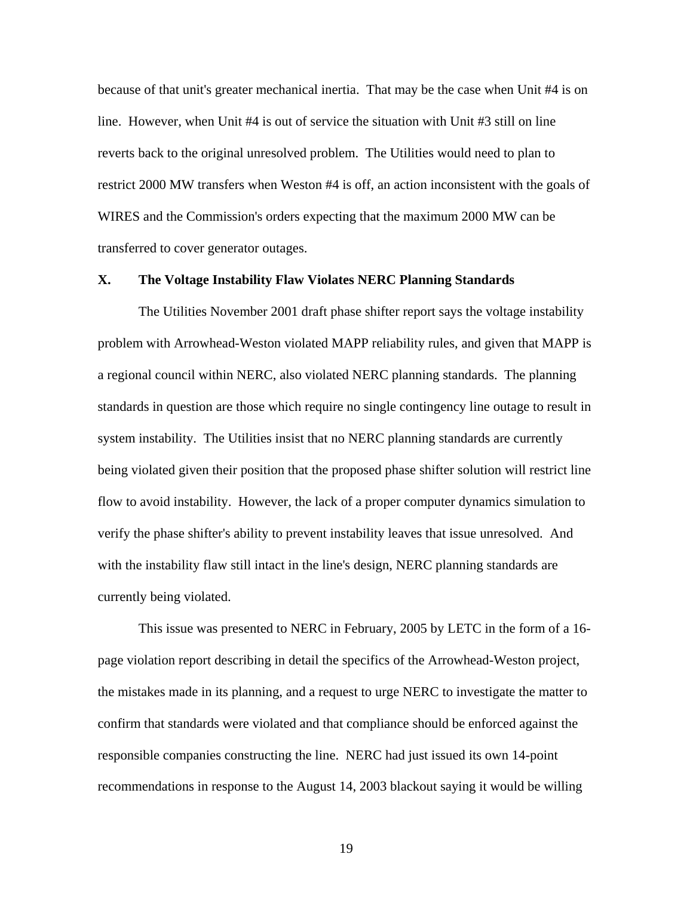because of that unit's greater mechanical inertia. That may be the case when Unit #4 is on line. However, when Unit #4 is out of service the situation with Unit #3 still on line reverts back to the original unresolved problem. The Utilities would need to plan to restrict 2000 MW transfers when Weston #4 is off, an action inconsistent with the goals of WIRES and the Commission's orders expecting that the maximum 2000 MW can be transferred to cover generator outages.

## X. The Voltage Instability Flaw Violates NERC Planning Standards

The Utilities November 2001 draft phase shifter report says the voltage instability problem with Arrowhead-Weston violated MAPP reliability rules, and given that MAPP is a regional council within NERC, also violated NERC planning standards. The planning standards in question are those which require no single contingency line outage to result in system instability. The Utilities insist that no NERC planning standards are currently being violated given their position that the proposed phase shifter solution will restrict line flow to avoid instability. However, the lack of a proper computer dynamics simulation to verify the phase shifter's ability to prevent instability leaves that issue unresolved. And with the instability flaw still intact in the line's design, NERC planning standards are currently being violated.

This issue was presented to NERC in February, 2005 by LETC in the form of a 16-page violation report describing in detail the specifics of the Arrowhead-Weston project, the mistakes made in its planning, and a request to urge NERC to investigate the matter to confirm that standards were violated and that compliance should be enforced against the responsible companies constructing the line. NERC had just issued its own 14-point recommendations in response to the August 14, 2003 blackout saying it would be willing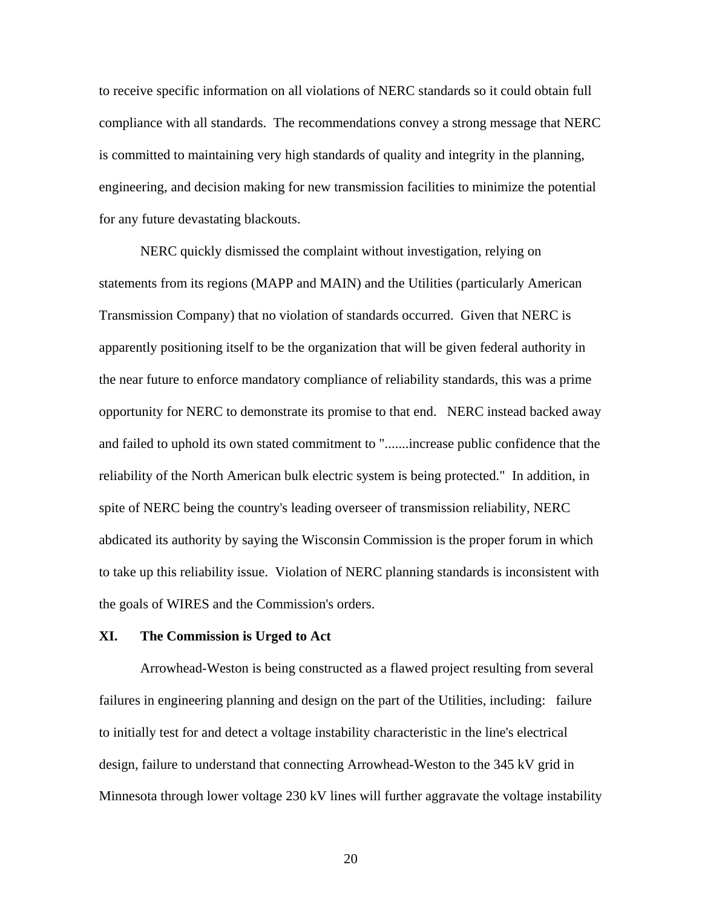to receive specific information on all violations of NERC standards so it could obtain full compliance with all standards. The recommendations convey a strong message that NERC is committed to maintaining very high standards of quality and integrity in the planning, engineering, and decision making for new transmission facilities to minimize the potential for any future devastating blackouts.

NERC quickly dismissed the complaint without investigation, relying on statements from its regions (MAPP and MAIN) and the Utilities (particularly American Transmission Company) that no violation of standards occurred. Given that NERC is apparently positioning itself to be the organization that will be given federal authority in the near future to enforce mandatory compliance of reliability standards, this was a prime opportunity for NERC to demonstrate its promise to that end. NERC instead backed away and failed to uphold its own stated commitment to ".......increase public confidence that the reliability of the North American bulk electric system is being protected." In addition, in spite of NERC being the country's leading overseer of transmission reliability, NERC abdicated its authority by saying the Wisconsin Commission is the proper forum in which to take up this reliability issue. Violation of NERC planning standards is inconsistent with the goals of WIRES and the Commission's orders.

## XI. The Commission is Urged to Act

Arrowhead-Weston is being constructed as a flawed project resulting from several failures in engineering planning and design on the part of the Utilities, including: failure to initially test for and detect a voltage instability characteristic in the line's electrical design, failure to understand that connecting Arrowhead-Weston to the 345 kV grid in Minnesota through lower voltage 230 kV lines will further aggravate the voltage instability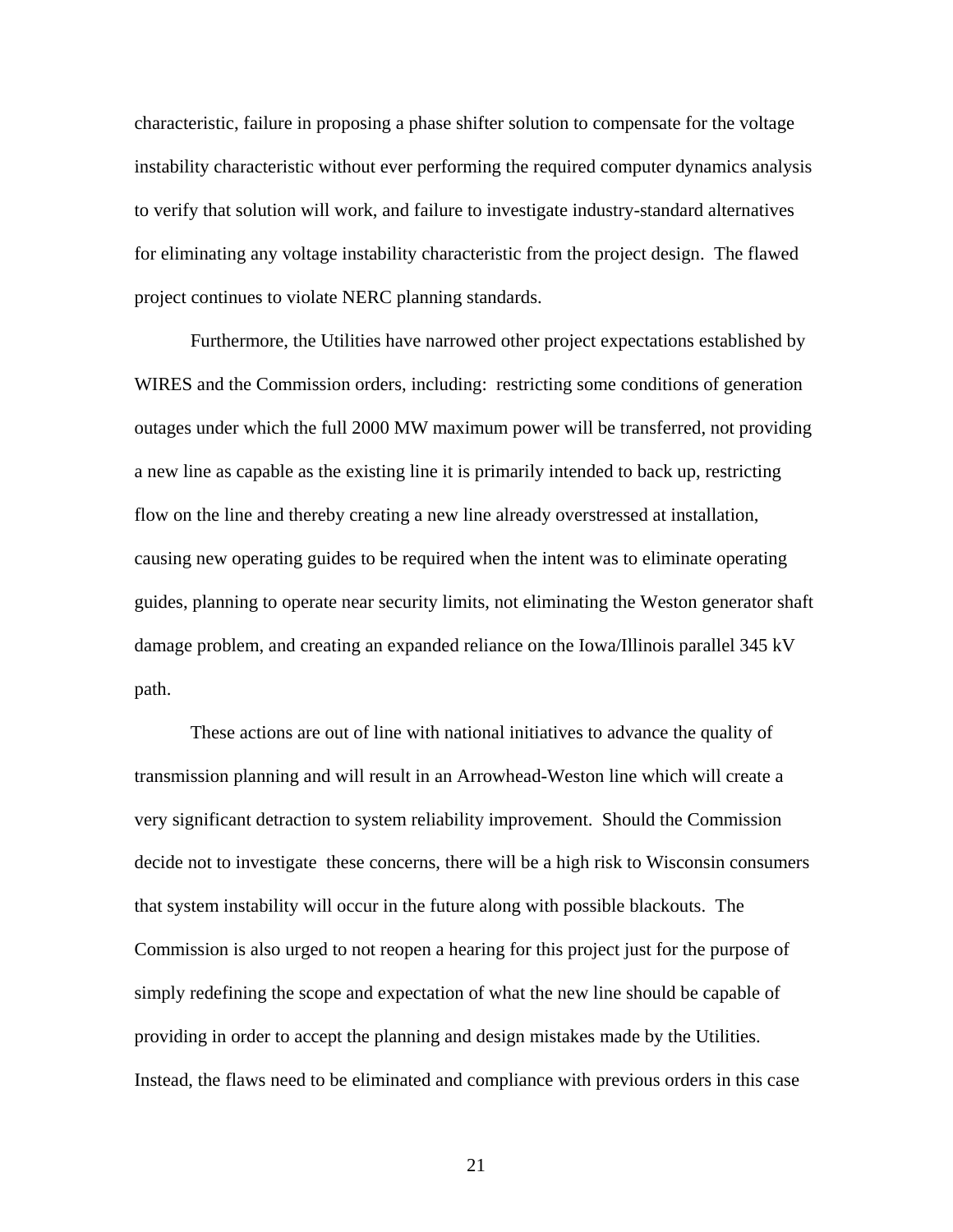characteristic, failure in proposing a phase shifter solution to compensate for the voltage instability characteristic without ever performing the required computer dynamics analysis to verify that solution will work, and failure to investigate industry-standard alternatives for eliminating any voltage instability characteristic from the project design. The flawed project continues to violate NERC planning standards.

Furthermore, the Utilities have narrowed other project expectations established by WIRES and the Commission orders, including: restricting some conditions of generation outages under which the full 2000 MW maximum power will be transferred, not providing a new line as capable as the existing line it is primarily intended to back up, restricting flow on the line and thereby creating a new line already overstressed at installation, causing new operating guides to be required when the intent was to eliminate operating guides, planning to operate near security limits, not eliminating the Weston generator shaft damage problem, and creating an expanded reliance on the Iowa/Illinois parallel 345 kV path.

These actions are out of line with national initiatives to advance the quality of transmission planning and will result in an Arrowhead-Weston line which will create a very significant detraction to system reliability improvement. Should the Commission decide not to investigate these concerns, there will be a high risk to Wisconsin consumers that system instability will occur in the future along with possible blackouts. The Commission is also urged to not reopen a hearing for this project just for the purpose of simply redefining the scope and expectation of what the new line should be capable of providing in order to accept the planning and design mistakes made by the Utilities. Instead, the flaws need to be eliminated and compliance with previous orders in this case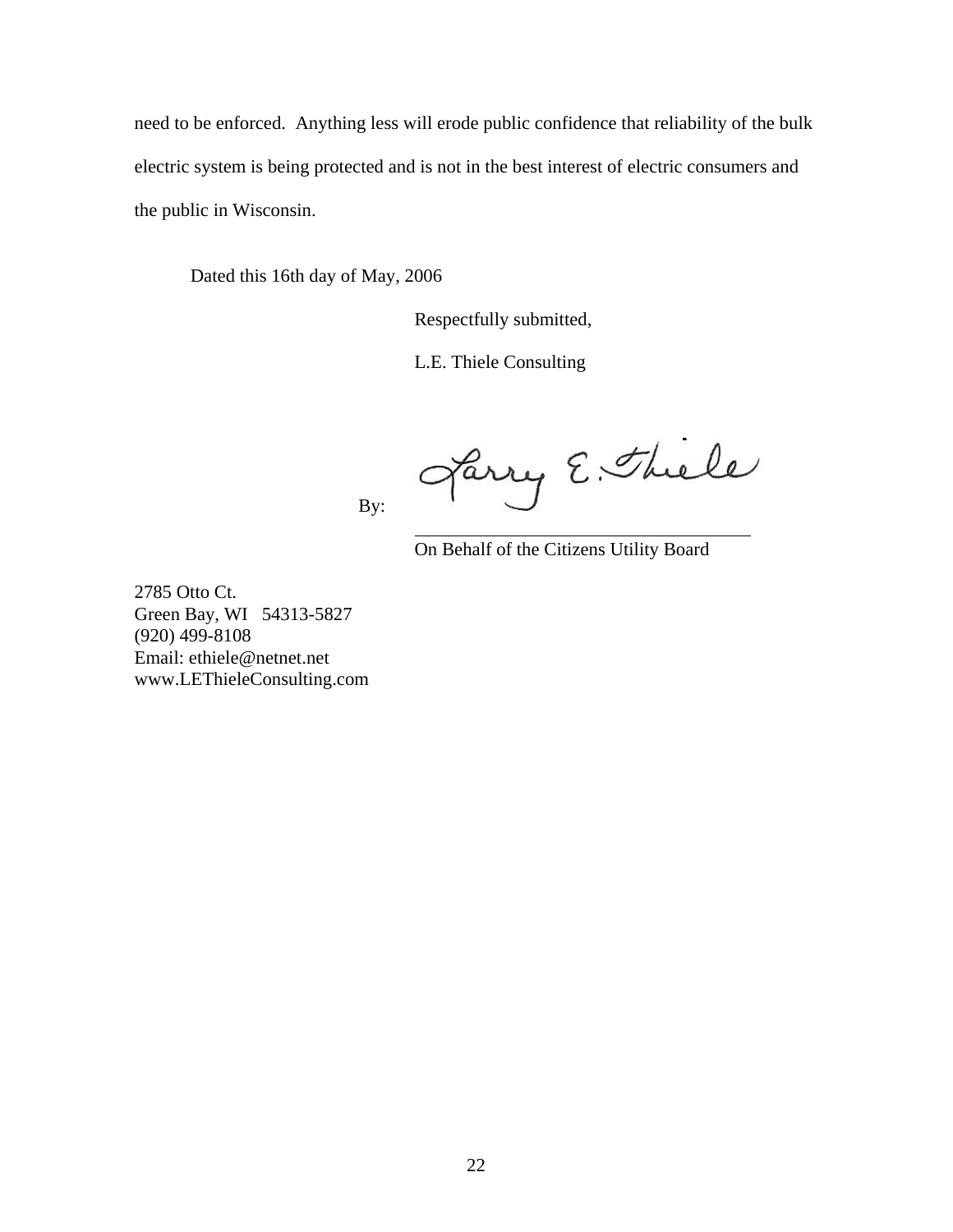need to be enforced. Anything less will erode public confidence that reliability of the bulk electric system is being protected and is not in the best interest of electric consumers and the public in Wisconsin.

Dated this 16th day of May, 2006

Respectfully submitted,

L.E. Thiele Consulting

By: Larry E. Thiele

On Behalf of the Citizens Utility Board

2785 Otto Ct.
Green Bay, WI 54313-5827
(920) 499-8108
Email: ethiele@netnet.net
www.LEThieleConsulting.com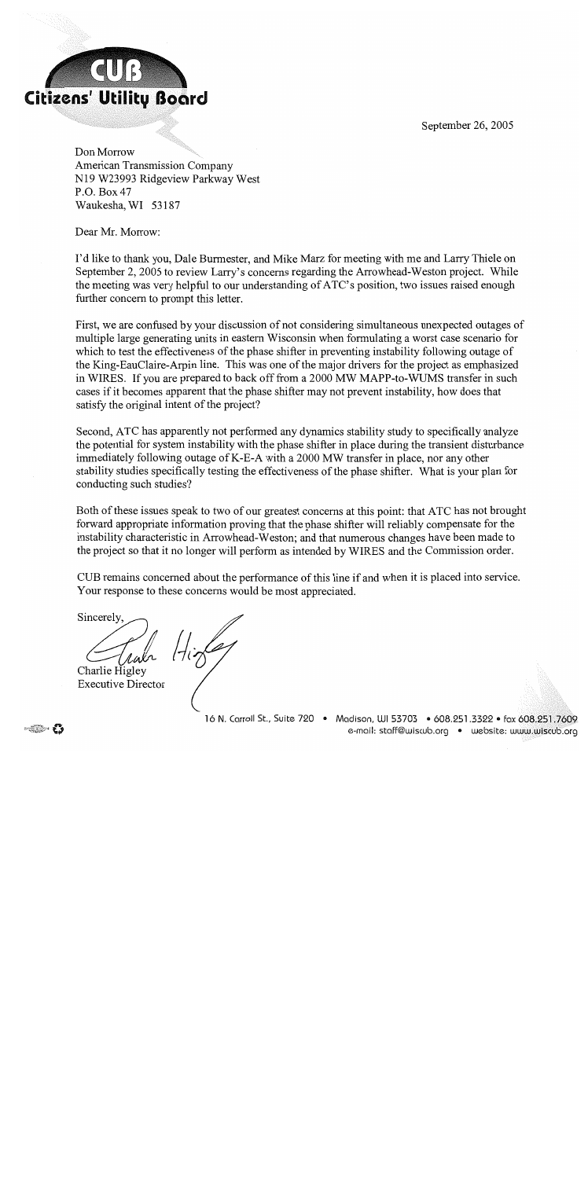**CUB**
**Citizens' Utility Board**

September 26, 2005

Don Morrow
American Transmission Company
N19 W23993 Ridgeview Parkway West
P.O. Box 47
Waukesha, WI 53187

Dear Mr. Morrow:

I'd like to thank you, Dale Burmester, and Mike Marz for meeting with me and Larry Thiele on September 2, 2005 to review Larry's concerns regarding the Arrowhead-Weston project. While the meeting was very helpful to our understanding of ATC's position, two issues raised enough further concern to prompt this letter.

First, we are confused by your discussion of not considering simultaneous unexpected outages of multiple large generating units in eastern Wisconsin when formulating a worst case scenario for which to test the effectiveness of the phase shifter in preventing instability following outage of the King-EauClaire-Arpin line. This was one of the major drivers for the project as emphasized in WIRES. If you are prepared to back off from a 2000 MW MAPP-to-WUMS transfer in such cases if it becomes apparent that the phase shifter may not prevent instability, how does that satisfy the original intent of the project?

Second, ATC has apparently not performed any dynamics stability study to specifically analyze the potential for system instability with the phase shifter in place during the transient disturbance immediately following outage of K-E-A with a 2000 MW transfer in place, nor any other stability studies specifically testing the effectiveness of the phase shifter. What is your plan for conducting such studies?

Both of these issues speak to two of our greatest concerns at this point: that ATC has not brought forward appropriate information proving that the phase shifter will reliably compensate for the instability characteristic in Arrowhead-Weston; and that numerous changes have been made to the project so that it no longer will perform as intended by WIRES and the Commission order.

CUB remains concerned about the performance of this line if and when it is placed into service. Your response to these concerns would be most appreciated.

Sincerely,

Charlie Higley
Executive Director

16 N. Carroll St., Suite 720 • Madison, WI 53703 • 608.251.3322 • fax 608.251.7609
e-mail: staff@wiscub.org • website: www.wiscub.org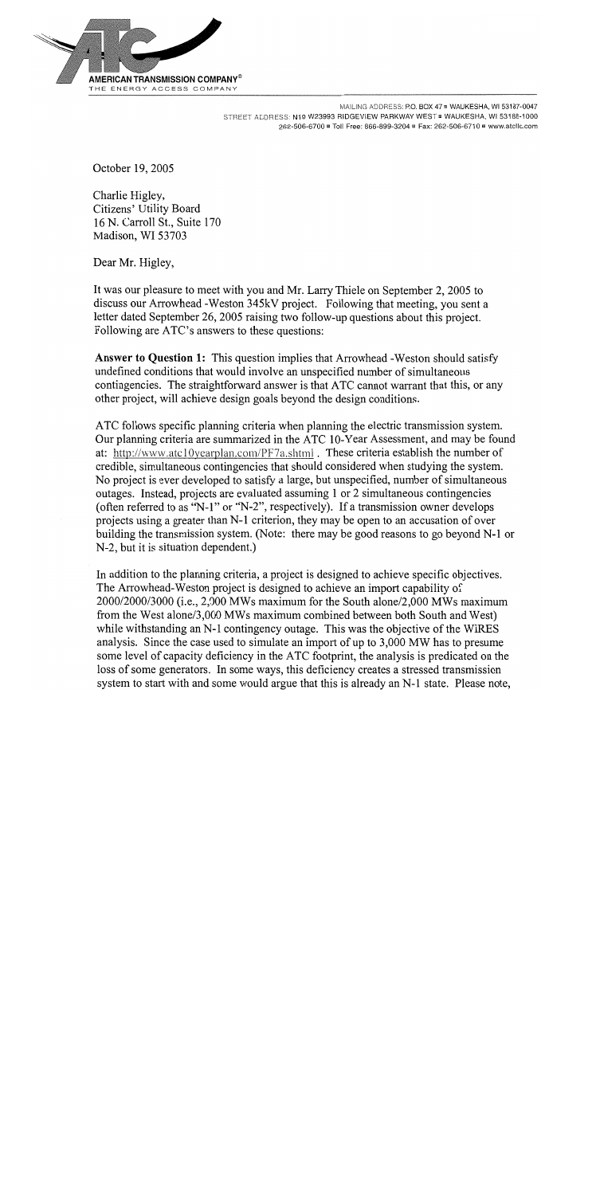AMERICAN TRANSMISSION COMPANY®
THE ENERGY ACCESS COMPANY

MAILING ADDRESS: P.O. BOX 47 ▪ WAUKESHA, WI 53187-0047
STREET ADDRESS: N19 W23993 RIDGEVIEW PARKWAY WEST ▪ WAUKESHA, WI 53188-1000
262-506-6700 ▪ Toll Free: 866-899-3204 ▪ Fax: 262-506-6710 ▪ www.atcllc.com

October 19, 2005

Charlie Higley,
Citizens' Utility Board
16 N. Carroll St., Suite 170
Madison, WI 53703

Dear Mr. Higley,

It was our pleasure to meet with you and Mr. Larry Thiele on September 2, 2005 to discuss our Arrowhead -Weston 345kV project. Following that meeting, you sent a letter dated September 26, 2005 raising two follow-up questions about this project. Following are ATC's answers to these questions:

**Answer to Question 1:** This question implies that Arrowhead -Weston should satisfy undefined conditions that would involve an unspecified number of simultaneous contingencies. The straightforward answer is that ATC cannot warrant that this, or any other project, will achieve design goals beyond the design conditions.

ATC follows specific planning criteria when planning the electric transmission system. Our planning criteria are summarized in the ATC 10-Year Assessment, and may be found at: http://www.atc10yearplan.com/PF7a.shtml . These criteria establish the number of credible, simultaneous contingencies that should considered when studying the system. No project is ever developed to satisfy a large, but unspecified, number of simultaneous outages. Instead, projects are evaluated assuming 1 or 2 simultaneous contingencies (often referred to as "N-1" or "N-2", respectively). If a transmission owner develops projects using a greater than N-1 criterion, they may be open to an accusation of over building the transmission system. (Note: there may be good reasons to go beyond N-1 or N-2, but it is situation dependent.)

In addition to the planning criteria, a project is designed to achieve specific objectives. The Arrowhead-Weston project is designed to achieve an import capability of 2000/2000/3000 (i.e., 2,000 MWs maximum for the South alone/2,000 MWs maximum from the West alone/3,000 MWs maximum combined between both South and West) while withstanding an N-1 contingency outage. This was the objective of the WiRES analysis. Since the case used to simulate an import of up to 3,000 MW has to presume some level of capacity deficiency in the ATC footprint, the analysis is predicated on the loss of some generators. In some ways, this deficiency creates a stressed transmission system to start with and some would argue that this is already an N-1 state. Please note,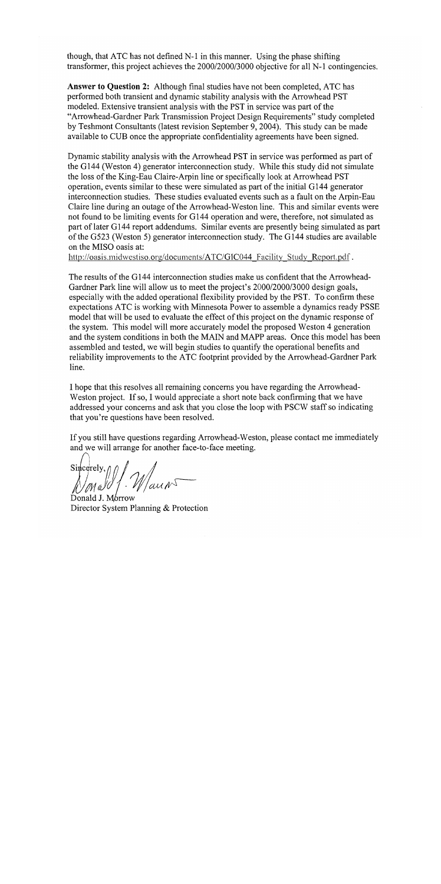though, that ATC has not defined N-1 in this manner. Using the phase shifting transformer, this project achieves the 2000/2000/3000 objective for all N-1 contingencies.

**Answer to Question 2:** Although final studies have not been completed, ATC has performed both transient and dynamic stability analysis with the Arrowhead PST modeled. Extensive transient analysis with the PST in service was part of the "Arrowhead-Gardner Park Transmission Project Design Requirements" study completed by Teshmont Consultants (latest revision September 9, 2004). This study can be made available to CUB once the appropriate confidentiality agreements have been signed.

Dynamic stability analysis with the Arrowhead PST in service was performed as part of the G144 (Weston 4) generator interconnection study. While this study did not simulate the loss of the King-Eau Claire-Arpin line or specifically look at Arrowhead PST operation, events similar to these were simulated as part of the initial G144 generator interconnection studies. These studies evaluated events such as a fault on the Arpin-Eau Claire line during an outage of the Arrowhead-Weston line. This and similar events were not found to be limiting events for G144 operation and were, therefore, not simulated as part of later G144 report addendums. Similar events are presently being simulated as part of the G523 (Weston 5) generator interconnection study. The G144 studies are available on the MISO oasis at:
http://oasis.midwestiso.org/documents/ATC/GIC044_Facility_Study_Report.pdf.

The results of the G144 interconnection studies make us confident that the Arrowhead-Gardner Park line will allow us to meet the project's 2000/2000/3000 design goals, especially with the added operational flexibility provided by the PST. To confirm these expectations ATC is working with Minnesota Power to assemble a dynamics ready PSSE model that will be used to evaluate the effect of this project on the dynamic response of the system. This model will more accurately model the proposed Weston 4 generation and the system conditions in both the MAIN and MAPP areas. Once this model has been assembled and tested, we will begin studies to quantify the operational benefits and reliability improvements to the ATC footprint provided by the Arrowhead-Gardner Park line.

I hope that this resolves all remaining concerns you have regarding the Arrowhead-Weston project. If so, I would appreciate a short note back confirming that we have addressed your concerns and ask that you close the loop with PSCW staff so indicating that you're questions have been resolved.

If you still have questions regarding Arrowhead-Weston, please contact me immediately and we will arrange for another face-to-face meeting.

Sincerely,

Donald J. Morrow
Director System Planning & Protection